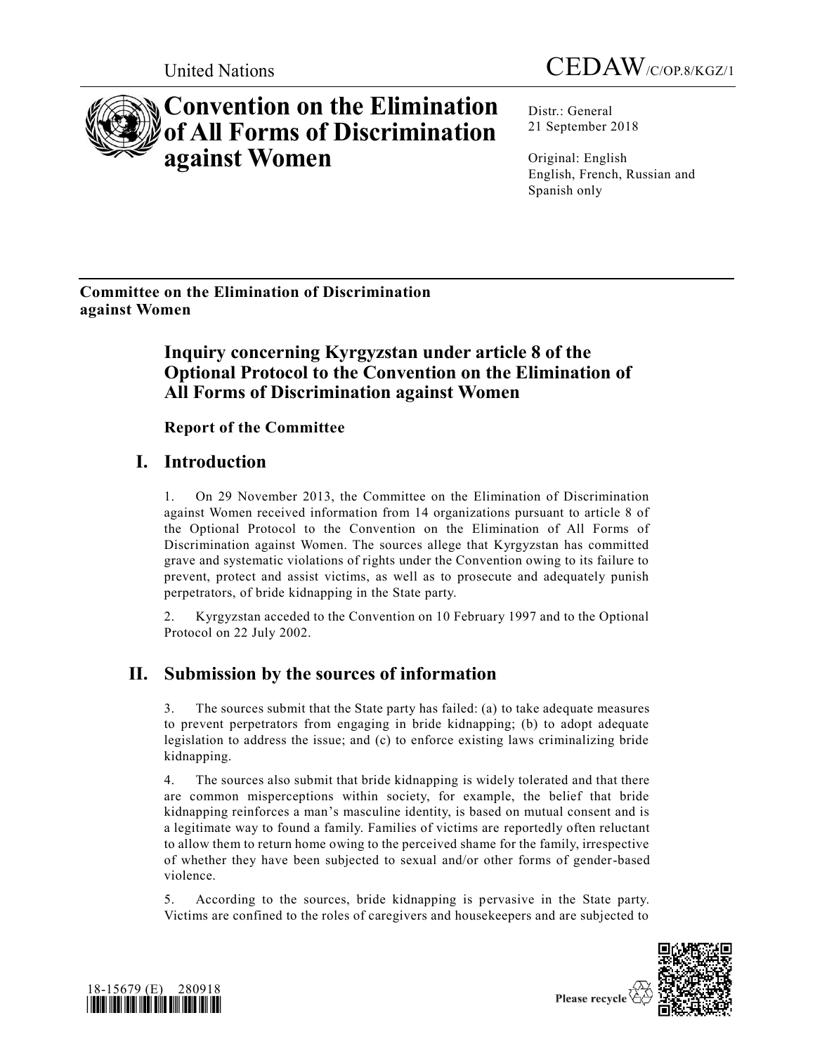United Nations

CEDAW/C/OP.8/KGZ/1

# Convention on the Elimination of All Forms of Discrimination against Women

Distr.: General
21 September 2018

Original: English
English, French, Russian and Spanish only

**Committee on the Elimination of Discrimination against Women**

## Inquiry concerning Kyrgyzstan under article 8 of the Optional Protocol to the Convention on the Elimination of All Forms of Discrimination against Women

### Report of the Committee

## I. Introduction

1. On 29 November 2013, the Committee on the Elimination of Discrimination against Women received information from 14 organizations pursuant to article 8 of the Optional Protocol to the Convention on the Elimination of All Forms of Discrimination against Women. The sources allege that Kyrgyzstan has committed grave and systematic violations of rights under the Convention owing to its failure to prevent, protect and assist victims, as well as to prosecute and adequately punish perpetrators, of bride kidnapping in the State party.

2. Kyrgyzstan acceded to the Convention on 10 February 1997 and to the Optional Protocol on 22 July 2002.

## II. Submission by the sources of information

3. The sources submit that the State party has failed: (a) to take adequate measures to prevent perpetrators from engaging in bride kidnapping; (b) to adopt adequate legislation to address the issue; and (c) to enforce existing laws criminalizing bride kidnapping.

4. The sources also submit that bride kidnapping is widely tolerated and that there are common misperceptions within society, for example, the belief that bride kidnapping reinforces a man's masculine identity, is based on mutual consent and is a legitimate way to found a family. Families of victims are reportedly often reluctant to allow them to return home owing to the perceived shame for the family, irrespective of whether they have been subjected to sexual and/or other forms of gender-based violence.

5. According to the sources, bride kidnapping is pervasive in the State party. Victims are confined to the roles of caregivers and housekeepers and are subjected to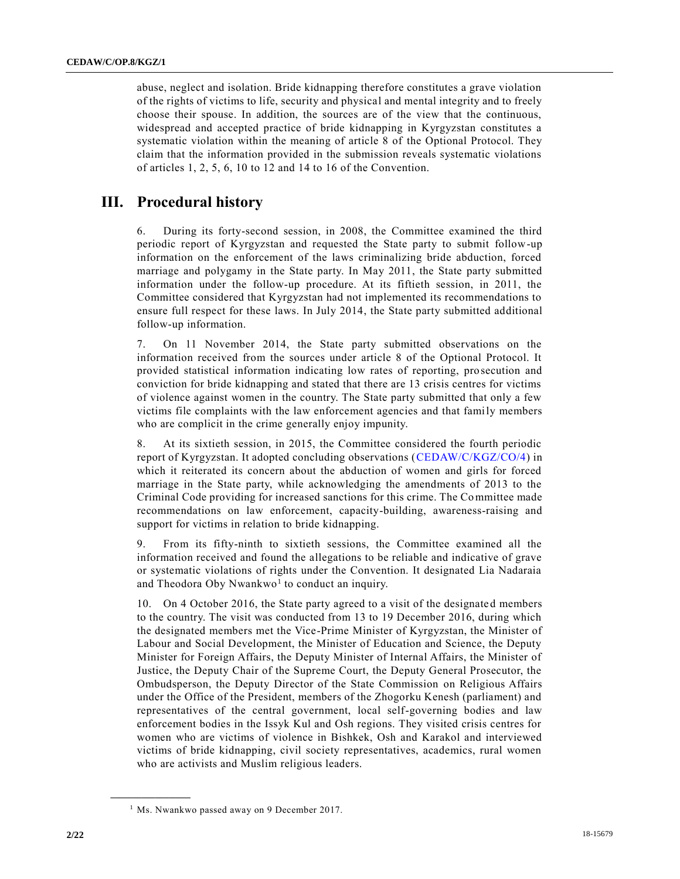abuse, neglect and isolation. Bride kidnapping therefore constitutes a grave violation of the rights of victims to life, security and physical and mental integrity and to freely choose their spouse. In addition, the sources are of the view that the continuous, widespread and accepted practice of bride kidnapping in Kyrgyzstan constitutes a systematic violation within the meaning of article 8 of the Optional Protocol. They claim that the information provided in the submission reveals systematic violations of articles 1, 2, 5, 6, 10 to 12 and 14 to 16 of the Convention.

## III. Procedural history

6. During its forty-second session, in 2008, the Committee examined the third periodic report of Kyrgyzstan and requested the State party to submit follow-up information on the enforcement of the laws criminalizing bride abduction, forced marriage and polygamy in the State party. In May 2011, the State party submitted information under the follow-up procedure. At its fiftieth session, in 2011, the Committee considered that Kyrgyzstan had not implemented its recommendations to ensure full respect for these laws. In July 2014, the State party submitted additional follow-up information.

7. On 11 November 2014, the State party submitted observations on the information received from the sources under article 8 of the Optional Protocol. It provided statistical information indicating low rates of reporting, prosecution and conviction for bride kidnapping and stated that there are 13 crisis centres for victims of violence against women in the country. The State party submitted that only a few victims file complaints with the law enforcement agencies and that family members who are complicit in the crime generally enjoy impunity.

8. At its sixtieth session, in 2015, the Committee considered the fourth periodic report of Kyrgyzstan. It adopted concluding observations (CEDAW/C/KGZ/CO/4) in which it reiterated its concern about the abduction of women and girls for forced marriage in the State party, while acknowledging the amendments of 2013 to the Criminal Code providing for increased sanctions for this crime. The Committee made recommendations on law enforcement, capacity-building, awareness-raising and support for victims in relation to bride kidnapping.

9. From its fifty-ninth to sixtieth sessions, the Committee examined all the information received and found the allegations to be reliable and indicative of grave or systematic violations of rights under the Convention. It designated Lia Nadaraia and Theodora Oby Nwankwo[1] to conduct an inquiry.

10. On 4 October 2016, the State party agreed to a visit of the designated members to the country. The visit was conducted from 13 to 19 December 2016, during which the designated members met the Vice-Prime Minister of Kyrgyzstan, the Minister of Labour and Social Development, the Minister of Education and Science, the Deputy Minister for Foreign Affairs, the Deputy Minister of Internal Affairs, the Minister of Justice, the Deputy Chair of the Supreme Court, the Deputy General Prosecutor, the Ombudsperson, the Deputy Director of the State Commission on Religious Affairs under the Office of the President, members of the Zhogorku Kenesh (parliament) and representatives of the central government, local self-governing bodies and law enforcement bodies in the Issyk Kul and Osh regions. They visited crisis centres for women who are victims of violence in Bishkek, Osh and Karakol and interviewed victims of bride kidnapping, civil society representatives, academics, rural women who are activists and Muslim religious leaders.

[1] Ms. Nwankwo passed away on 9 December 2017.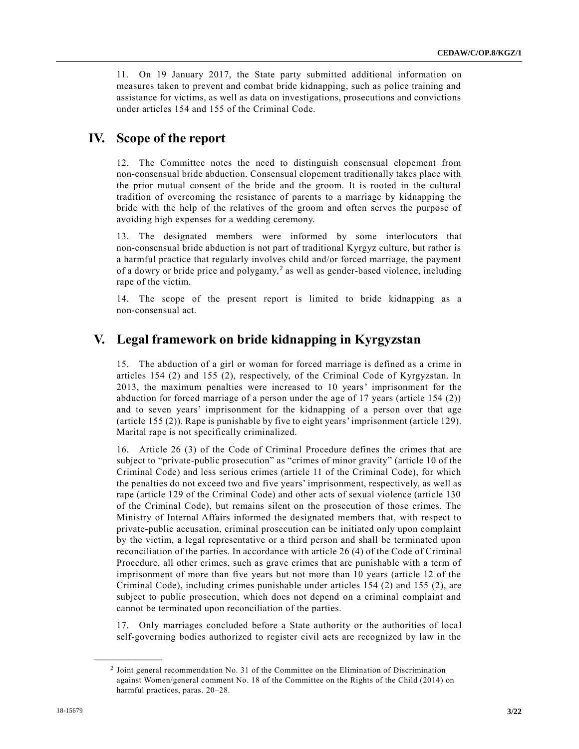11. On 19 January 2017, the State party submitted additional information on measures taken to prevent and combat bride kidnapping, such as police training and assistance for victims, as well as data on investigations, prosecutions and convictions under articles 154 and 155 of the Criminal Code.

## IV. Scope of the report

12. The Committee notes the need to distinguish consensual elopement from non-consensual bride abduction. Consensual elopement traditionally takes place with the prior mutual consent of the bride and the groom. It is rooted in the cultural tradition of overcoming the resistance of parents to a marriage by kidnapping the bride with the help of the relatives of the groom and often serves the purpose of avoiding high expenses for a wedding ceremony.

13. The designated members were informed by some interlocutors that non-consensual bride abduction is not part of traditional Kyrgyz culture, but rather is a harmful practice that regularly involves child and/or forced marriage, the payment of a dowry or bride price and polygamy,[2] as well as gender-based violence, including rape of the victim.

14. The scope of the present report is limited to bride kidnapping as a non-consensual act.

## V. Legal framework on bride kidnapping in Kyrgyzstan

15. The abduction of a girl or woman for forced marriage is defined as a crime in articles 154 (2) and 155 (2), respectively, of the Criminal Code of Kyrgyzstan. In 2013, the maximum penalties were increased to 10 years' imprisonment for the abduction for forced marriage of a person under the age of 17 years (article 154 (2)) and to seven years' imprisonment for the kidnapping of a person over that age (article 155 (2)). Rape is punishable by five to eight years' imprisonment (article 129). Marital rape is not specifically criminalized.

16. Article 26 (3) of the Code of Criminal Procedure defines the crimes that are subject to "private-public prosecution" as "crimes of minor gravity" (article 10 of the Criminal Code) and less serious crimes (article 11 of the Criminal Code), for which the penalties do not exceed two and five years' imprisonment, respectively, as well as rape (article 129 of the Criminal Code) and other acts of sexual violence (article 130 of the Criminal Code), but remains silent on the prosecution of those crimes. The Ministry of Internal Affairs informed the designated members that, with respect to private-public accusation, criminal prosecution can be initiated only upon complaint by the victim, a legal representative or a third person and shall be terminated upon reconciliation of the parties. In accordance with article 26 (4) of the Code of Criminal Procedure, all other crimes, such as grave crimes that are punishable with a term of imprisonment of more than five years but not more than 10 years (article 12 of the Criminal Code), including crimes punishable under articles 154 (2) and 155 (2), are subject to public prosecution, which does not depend on a criminal complaint and cannot be terminated upon reconciliation of the parties.

17. Only marriages concluded before a State authority or the authorities of local self-governing bodies authorized to register civil acts are recognized by law in the

---

[2] Joint general recommendation No. 31 of the Committee on the Elimination of Discrimination against Women/general comment No. 18 of the Committee on the Rights of the Child (2014) on harmful practices, paras. 20–28.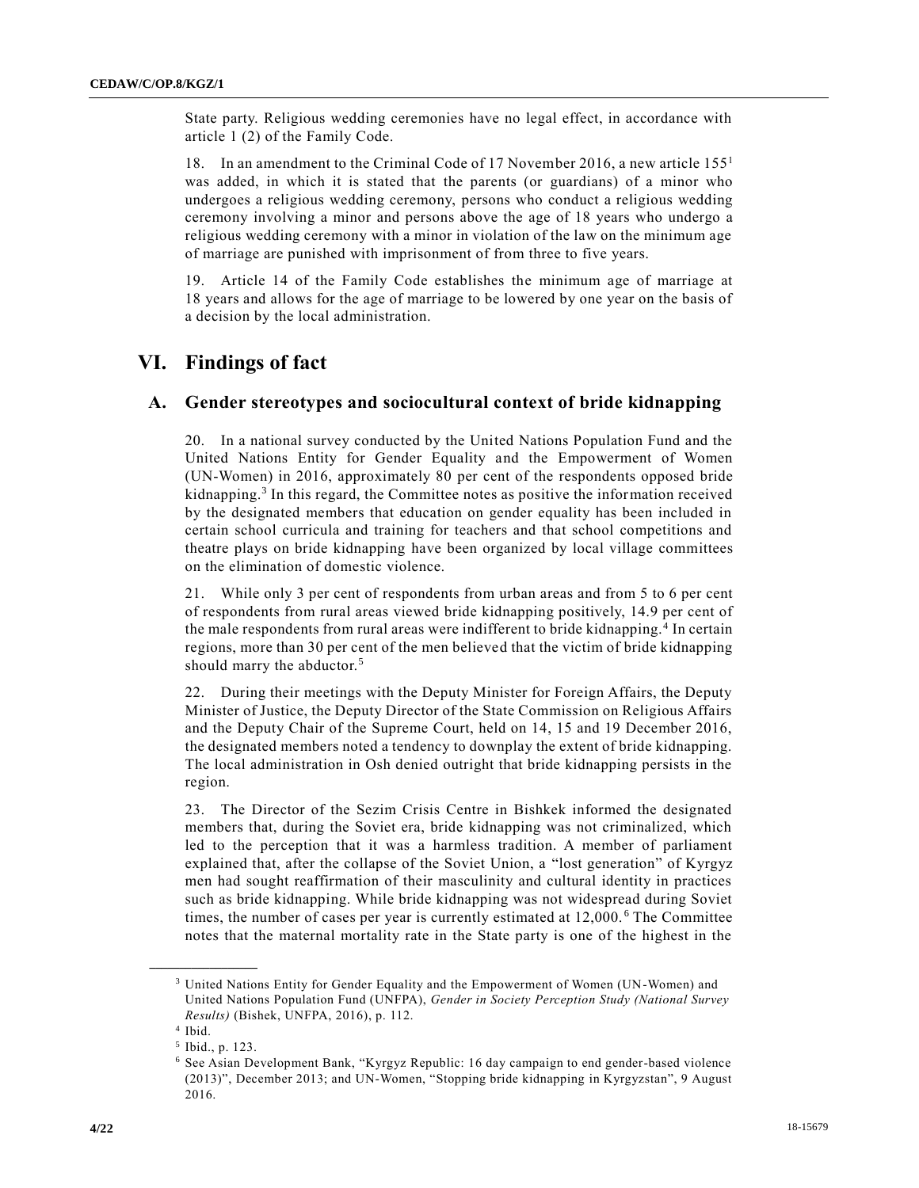State party. Religious wedding ceremonies have no legal effect, in accordance with article 1 (2) of the Family Code.

18. In an amendment to the Criminal Code of 17 November 2016, a new article 155[1] was added, in which it is stated that the parents (or guardians) of a minor who undergoes a religious wedding ceremony, persons who conduct a religious wedding ceremony involving a minor and persons above the age of 18 years who undergo a religious wedding ceremony with a minor in violation of the law on the minimum age of marriage are punished with imprisonment of from three to five years.

19. Article 14 of the Family Code establishes the minimum age of marriage at 18 years and allows for the age of marriage to be lowered by one year on the basis of a decision by the local administration.

# VI. Findings of fact

## A. Gender stereotypes and sociocultural context of bride kidnapping

20. In a national survey conducted by the United Nations Population Fund and the United Nations Entity for Gender Equality and the Empowerment of Women (UN-Women) in 2016, approximately 80 per cent of the respondents opposed bride kidnapping.[3] In this regard, the Committee notes as positive the information received by the designated members that education on gender equality has been included in certain school curricula and training for teachers and that school competitions and theatre plays on bride kidnapping have been organized by local village committees on the elimination of domestic violence.

21. While only 3 per cent of respondents from urban areas and from 5 to 6 per cent of respondents from rural areas viewed bride kidnapping positively, 14.9 per cent of the male respondents from rural areas were indifferent to bride kidnapping.[4] In certain regions, more than 30 per cent of the men believed that the victim of bride kidnapping should marry the abductor.[5]

22. During their meetings with the Deputy Minister for Foreign Affairs, the Deputy Minister of Justice, the Deputy Director of the State Commission on Religious Affairs and the Deputy Chair of the Supreme Court, held on 14, 15 and 19 December 2016, the designated members noted a tendency to downplay the extent of bride kidnapping. The local administration in Osh denied outright that bride kidnapping persists in the region.

23. The Director of the Sezim Crisis Centre in Bishkek informed the designated members that, during the Soviet era, bride kidnapping was not criminalized, which led to the perception that it was a harmless tradition. A member of parliament explained that, after the collapse of the Soviet Union, a "lost generation" of Kyrgyz men had sought reaffirmation of their masculinity and cultural identity in practices such as bride kidnapping. While bride kidnapping was not widespread during Soviet times, the number of cases per year is currently estimated at 12,000.[6] The Committee notes that the maternal mortality rate in the State party is one of the highest in the

---

[3] United Nations Entity for Gender Equality and the Empowerment of Women (UN-Women) and United Nations Population Fund (UNFPA), *Gender in Society Perception Study (National Survey Results)* (Bishek, UNFPA, 2016), p. 112.

[4] Ibid.

[5] Ibid., p. 123.

[6] See Asian Development Bank, "Kyrgyz Republic: 16 day campaign to end gender-based violence (2013)", December 2013; and UN-Women, "Stopping bride kidnapping in Kyrgyzstan", 9 August 2016.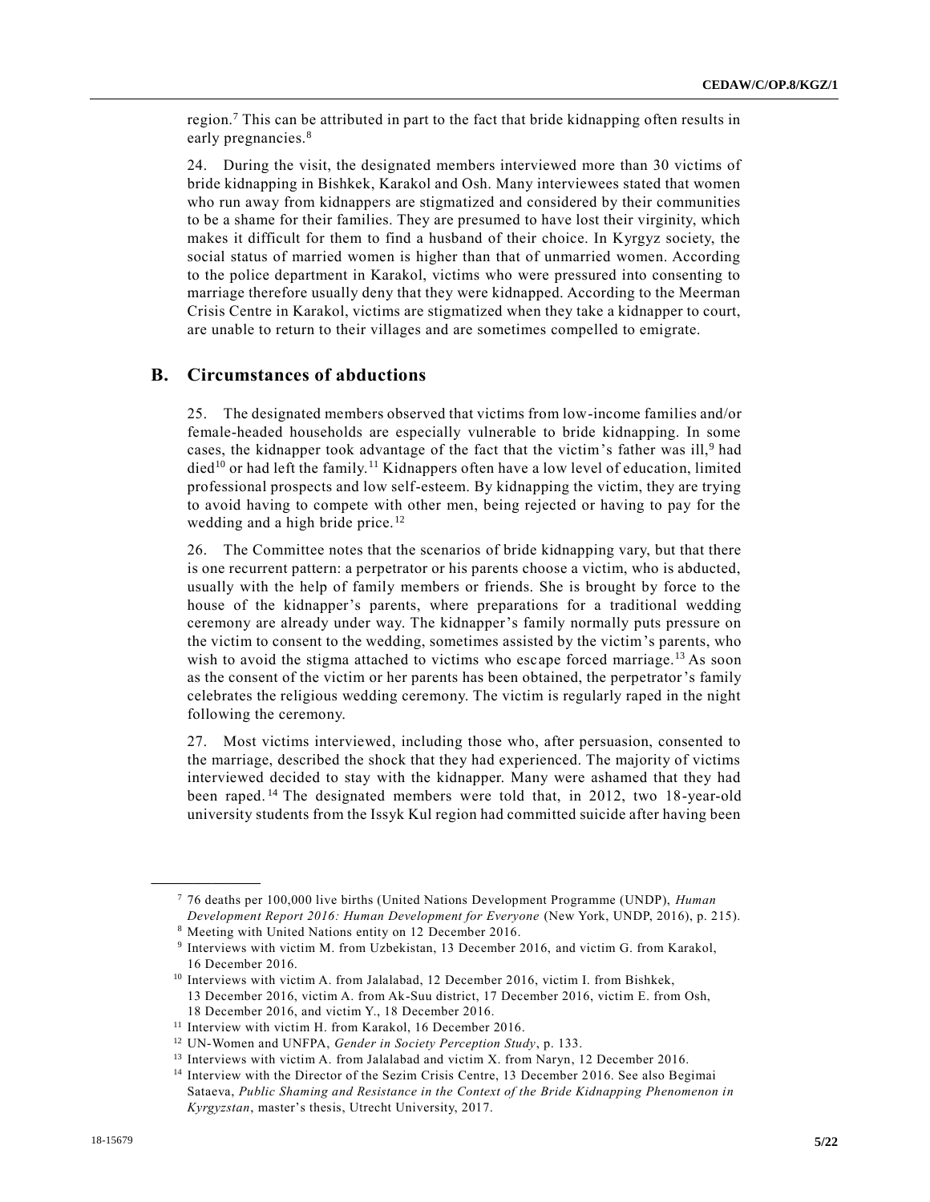region.[7] This can be attributed in part to the fact that bride kidnapping often results in early pregnancies.[8]

24. During the visit, the designated members interviewed more than 30 victims of bride kidnapping in Bishkek, Karakol and Osh. Many interviewees stated that women who run away from kidnappers are stigmatized and considered by their communities to be a shame for their families. They are presumed to have lost their virginity, which makes it difficult for them to find a husband of their choice. In Kyrgyz society, the social status of married women is higher than that of unmarried women. According to the police department in Karakol, victims who were pressured into consenting to marriage therefore usually deny that they were kidnapped. According to the Meerman Crisis Centre in Karakol, victims are stigmatized when they take a kidnapper to court, are unable to return to their villages and are sometimes compelled to emigrate.

## B. Circumstances of abductions

25. The designated members observed that victims from low-income families and/or female-headed households are especially vulnerable to bride kidnapping. In some cases, the kidnapper took advantage of the fact that the victim's father was ill,[9] had died[10] or had left the family.[11] Kidnappers often have a low level of education, limited professional prospects and low self-esteem. By kidnapping the victim, they are trying to avoid having to compete with other men, being rejected or having to pay for the wedding and a high bride price.[12]

26. The Committee notes that the scenarios of bride kidnapping vary, but that there is one recurrent pattern: a perpetrator or his parents choose a victim, who is abducted, usually with the help of family members or friends. She is brought by force to the house of the kidnapper's parents, where preparations for a traditional wedding ceremony are already under way. The kidnapper's family normally puts pressure on the victim to consent to the wedding, sometimes assisted by the victim's parents, who wish to avoid the stigma attached to victims who escape forced marriage.[13] As soon as the consent of the victim or her parents has been obtained, the perpetrator's family celebrates the religious wedding ceremony. The victim is regularly raped in the night following the ceremony.

27. Most victims interviewed, including those who, after persuasion, consented to the marriage, described the shock that they had experienced. The majority of victims interviewed decided to stay with the kidnapper. Many were ashamed that they had been raped.[14] The designated members were told that, in 2012, two 18-year-old university students from the Issyk Kul region had committed suicide after having been

---

[7] 76 deaths per 100,000 live births (United Nations Development Programme (UNDP), *Human Development Report 2016: Human Development for Everyone* (New York, UNDP, 2016), p. 215).

[8] Meeting with United Nations entity on 12 December 2016.

[9] Interviews with victim M. from Uzbekistan, 13 December 2016, and victim G. from Karakol, 16 December 2016.

[10] Interviews with victim A. from Jalalabad, 12 December 2016, victim I. from Bishkek, 13 December 2016, victim A. from Ak-Suu district, 17 December 2016, victim E. from Osh, 18 December 2016, and victim Y., 18 December 2016.

[11] Interview with victim H. from Karakol, 16 December 2016.

[12] UN-Women and UNFPA, *Gender in Society Perception Study*, p. 133.

[13] Interviews with victim A. from Jalalabad and victim X. from Naryn, 12 December 2016.

[14] Interview with the Director of the Sezim Crisis Centre, 13 December 2016. See also Begimai Sataeva, *Public Shaming and Resistance in the Context of the Bride Kidnapping Phenomenon in Kyrgyzstan*, master's thesis, Utrecht University, 2017.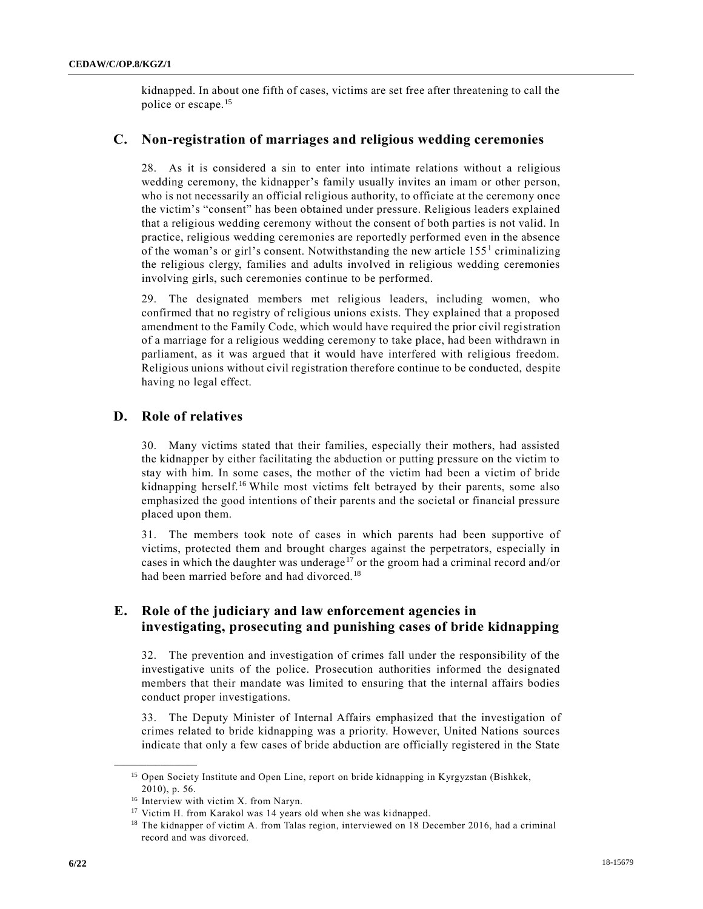kidnapped. In about one fifth of cases, victims are set free after threatening to call the police or escape.[15]

## C. Non-registration of marriages and religious wedding ceremonies

28. As it is considered a sin to enter into intimate relations without a religious wedding ceremony, the kidnapper's family usually invites an imam or other person, who is not necessarily an official religious authority, to officiate at the ceremony once the victim's "consent" has been obtained under pressure. Religious leaders explained that a religious wedding ceremony without the consent of both parties is not valid. In practice, religious wedding ceremonies are reportedly performed even in the absence of the woman's or girl's consent. Notwithstanding the new article 155[1] criminalizing the religious clergy, families and adults involved in religious wedding ceremonies involving girls, such ceremonies continue to be performed.

29. The designated members met religious leaders, including women, who confirmed that no registry of religious unions exists. They explained that a proposed amendment to the Family Code, which would have required the prior civil registration of a marriage for a religious wedding ceremony to take place, had been withdrawn in parliament, as it was argued that it would have interfered with religious freedom. Religious unions without civil registration therefore continue to be conducted, despite having no legal effect.

## D. Role of relatives

30. Many victims stated that their families, especially their mothers, had assisted the kidnapper by either facilitating the abduction or putting pressure on the victim to stay with him. In some cases, the mother of the victim had been a victim of bride kidnapping herself.[16] While most victims felt betrayed by their parents, some also emphasized the good intentions of their parents and the societal or financial pressure placed upon them.

31. The members took note of cases in which parents had been supportive of victims, protected them and brought charges against the perpetrators, especially in cases in which the daughter was underage[17] or the groom had a criminal record and/or had been married before and had divorced.[18]

## E. Role of the judiciary and law enforcement agencies in investigating, prosecuting and punishing cases of bride kidnapping

32. The prevention and investigation of crimes fall under the responsibility of the investigative units of the police. Prosecution authorities informed the designated members that their mandate was limited to ensuring that the internal affairs bodies conduct proper investigations.

33. The Deputy Minister of Internal Affairs emphasized that the investigation of crimes related to bride kidnapping was a priority. However, United Nations sources indicate that only a few cases of bride abduction are officially registered in the State

---

[15] Open Society Institute and Open Line, report on bride kidnapping in Kyrgyzstan (Bishkek, 2010), p. 56.

[16] Interview with victim X. from Naryn.

[17] Victim H. from Karakol was 14 years old when she was kidnapped.

[18] The kidnapper of victim A. from Talas region, interviewed on 18 December 2016, had a criminal record and was divorced.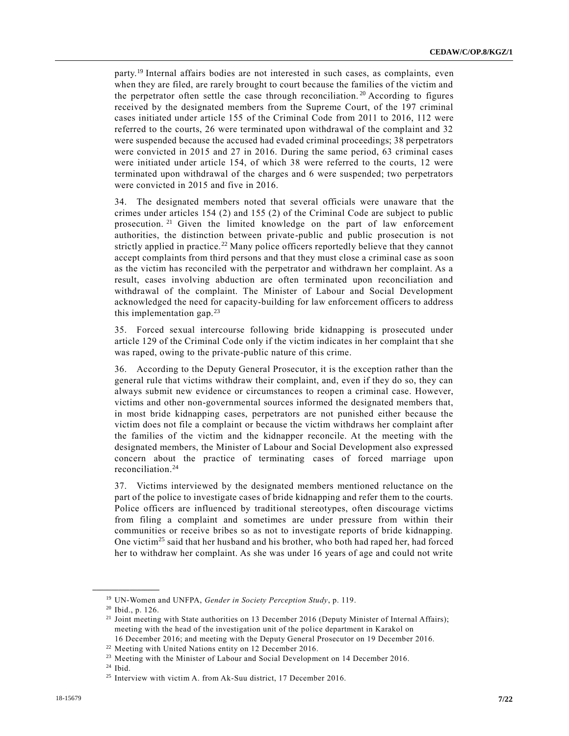party.[19] Internal affairs bodies are not interested in such cases, as complaints, even when they are filed, are rarely brought to court because the families of the victim and the perpetrator often settle the case through reconciliation.[20] According to figures received by the designated members from the Supreme Court, of the 197 criminal cases initiated under article 155 of the Criminal Code from 2011 to 2016, 112 were referred to the courts, 26 were terminated upon withdrawal of the complaint and 32 were suspended because the accused had evaded criminal proceedings; 38 perpetrators were convicted in 2015 and 27 in 2016. During the same period, 63 criminal cases were initiated under article 154, of which 38 were referred to the courts, 12 were terminated upon withdrawal of the charges and 6 were suspended; two perpetrators were convicted in 2015 and five in 2016.

34. The designated members noted that several officials were unaware that the crimes under articles 154 (2) and 155 (2) of the Criminal Code are subject to public prosecution.[21] Given the limited knowledge on the part of law enforcement authorities, the distinction between private-public and public prosecution is not strictly applied in practice.[22] Many police officers reportedly believe that they cannot accept complaints from third persons and that they must close a criminal case as soon as the victim has reconciled with the perpetrator and withdrawn her complaint. As a result, cases involving abduction are often terminated upon reconciliation and withdrawal of the complaint. The Minister of Labour and Social Development acknowledged the need for capacity-building for law enforcement officers to address this implementation gap.[23]

35. Forced sexual intercourse following bride kidnapping is prosecuted under article 129 of the Criminal Code only if the victim indicates in her complaint that she was raped, owing to the private-public nature of this crime.

36. According to the Deputy General Prosecutor, it is the exception rather than the general rule that victims withdraw their complaint, and, even if they do so, they can always submit new evidence or circumstances to reopen a criminal case. However, victims and other non-governmental sources informed the designated members that, in most bride kidnapping cases, perpetrators are not punished either because the victim does not file a complaint or because the victim withdraws her complaint after the families of the victim and the kidnapper reconcile. At the meeting with the designated members, the Minister of Labour and Social Development also expressed concern about the practice of terminating cases of forced marriage upon reconciliation.[24]

37. Victims interviewed by the designated members mentioned reluctance on the part of the police to investigate cases of bride kidnapping and refer them to the courts. Police officers are influenced by traditional stereotypes, often discourage victims from filing a complaint and sometimes are under pressure from within their communities or receive bribes so as not to investigate reports of bride kidnapping. One victim[25] said that her husband and his brother, who both had raped her, had forced her to withdraw her complaint. As she was under 16 years of age and could not write

---

[19] UN-Women and UNFPA, *Gender in Society Perception Study*, p. 119.

[20] Ibid., p. 126.

[21] Joint meeting with State authorities on 13 December 2016 (Deputy Minister of Internal Affairs); meeting with the head of the investigation unit of the police department in Karakol on 16 December 2016; and meeting with the Deputy General Prosecutor on 19 December 2016.

[22] Meeting with United Nations entity on 12 December 2016.

[23] Meeting with the Minister of Labour and Social Development on 14 December 2016.

[24] Ibid.

[25] Interview with victim A. from Ak-Suu district, 17 December 2016.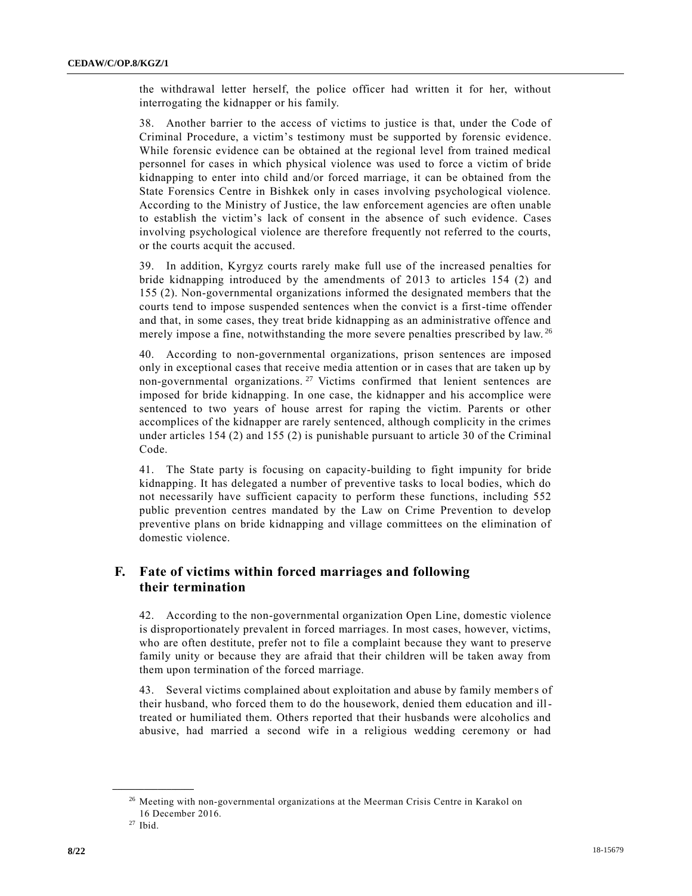the withdrawal letter herself, the police officer had written it for her, without interrogating the kidnapper or his family.

38. Another barrier to the access of victims to justice is that, under the Code of Criminal Procedure, a victim's testimony must be supported by forensic evidence. While forensic evidence can be obtained at the regional level from trained medical personnel for cases in which physical violence was used to force a victim of bride kidnapping to enter into child and/or forced marriage, it can be obtained from the State Forensics Centre in Bishkek only in cases involving psychological violence. According to the Ministry of Justice, the law enforcement agencies are often unable to establish the victim's lack of consent in the absence of such evidence. Cases involving psychological violence are therefore frequently not referred to the courts, or the courts acquit the accused.

39. In addition, Kyrgyz courts rarely make full use of the increased penalties for bride kidnapping introduced by the amendments of 2013 to articles 154 (2) and 155 (2). Non-governmental organizations informed the designated members that the courts tend to impose suspended sentences when the convict is a first-time offender and that, in some cases, they treat bride kidnapping as an administrative offence and merely impose a fine, notwithstanding the more severe penalties prescribed by law.[26]

40. According to non-governmental organizations, prison sentences are imposed only in exceptional cases that receive media attention or in cases that are taken up by non-governmental organizations.[27] Victims confirmed that lenient sentences are imposed for bride kidnapping. In one case, the kidnapper and his accomplice were sentenced to two years of house arrest for raping the victim. Parents or other accomplices of the kidnapper are rarely sentenced, although complicity in the crimes under articles 154 (2) and 155 (2) is punishable pursuant to article 30 of the Criminal Code.

41. The State party is focusing on capacity-building to fight impunity for bride kidnapping. It has delegated a number of preventive tasks to local bodies, which do not necessarily have sufficient capacity to perform these functions, including 552 public prevention centres mandated by the Law on Crime Prevention to develop preventive plans on bride kidnapping and village committees on the elimination of domestic violence.

## F. Fate of victims within forced marriages and following their termination

42. According to the non-governmental organization Open Line, domestic violence is disproportionately prevalent in forced marriages. In most cases, however, victims, who are often destitute, prefer not to file a complaint because they want to preserve family unity or because they are afraid that their children will be taken away from them upon termination of the forced marriage.

43. Several victims complained about exploitation and abuse by family members of their husband, who forced them to do the housework, denied them education and ill-treated or humiliated them. Others reported that their husbands were alcoholics and abusive, had married a second wife in a religious wedding ceremony or had

---

[26] Meeting with non-governmental organizations at the Meerman Crisis Centre in Karakol on 16 December 2016.

[27] Ibid.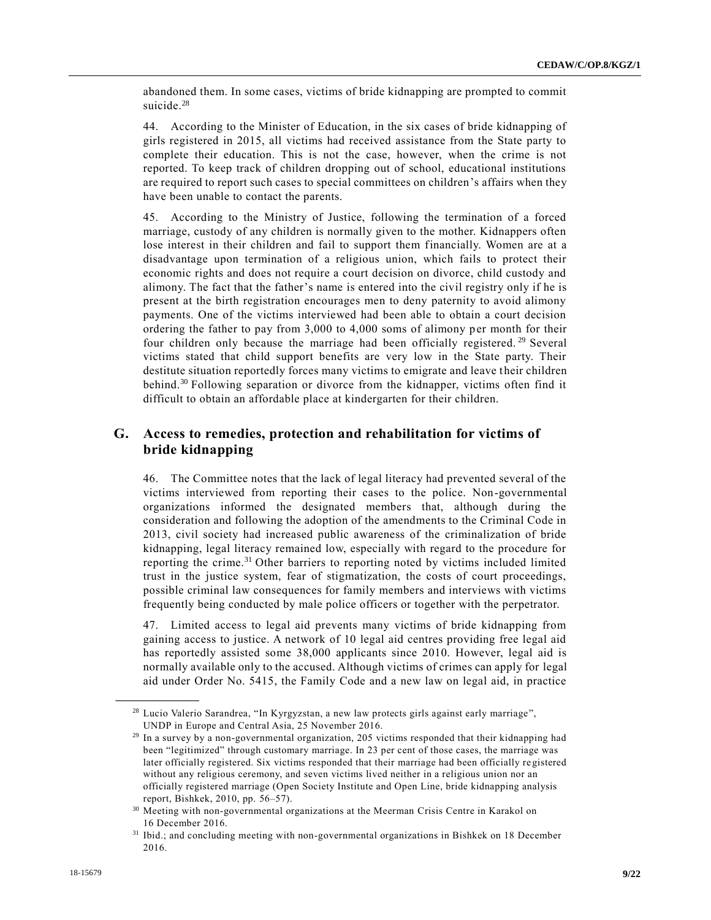abandoned them. In some cases, victims of bride kidnapping are prompted to commit suicide.[28]

44. According to the Minister of Education, in the six cases of bride kidnapping of girls registered in 2015, all victims had received assistance from the State party to complete their education. This is not the case, however, when the crime is not reported. To keep track of children dropping out of school, educational institutions are required to report such cases to special committees on children's affairs when they have been unable to contact the parents.

45. According to the Ministry of Justice, following the termination of a forced marriage, custody of any children is normally given to the mother. Kidnappers often lose interest in their children and fail to support them financially. Women are at a disadvantage upon termination of a religious union, which fails to protect their economic rights and does not require a court decision on divorce, child custody and alimony. The fact that the father's name is entered into the civil registry only if he is present at the birth registration encourages men to deny paternity to avoid alimony payments. One of the victims interviewed had been able to obtain a court decision ordering the father to pay from 3,000 to 4,000 soms of alimony per month for their four children only because the marriage had been officially registered.[29] Several victims stated that child support benefits are very low in the State party. Their destitute situation reportedly forces many victims to emigrate and leave their children behind.[30] Following separation or divorce from the kidnapper, victims often find it difficult to obtain an affordable place at kindergarten for their children.

## G. Access to remedies, protection and rehabilitation for victims of bride kidnapping

46. The Committee notes that the lack of legal literacy had prevented several of the victims interviewed from reporting their cases to the police. Non-governmental organizations informed the designated members that, although during the consideration and following the adoption of the amendments to the Criminal Code in 2013, civil society had increased public awareness of the criminalization of bride kidnapping, legal literacy remained low, especially with regard to the procedure for reporting the crime.[31] Other barriers to reporting noted by victims included limited trust in the justice system, fear of stigmatization, the costs of court proceedings, possible criminal law consequences for family members and interviews with victims frequently being conducted by male police officers or together with the perpetrator.

47. Limited access to legal aid prevents many victims of bride kidnapping from gaining access to justice. A network of 10 legal aid centres providing free legal aid has reportedly assisted some 38,000 applicants since 2010. However, legal aid is normally available only to the accused. Although victims of crimes can apply for legal aid under Order No. 5415, the Family Code and a new law on legal aid, in practice

---

[28] Lucio Valerio Sarandrea, "In Kyrgyzstan, a new law protects girls against early marriage", UNDP in Europe and Central Asia, 25 November 2016.

[29] In a survey by a non-governmental organization, 205 victims responded that their kidnapping had been "legitimized" through customary marriage. In 23 per cent of those cases, the marriage was later officially registered. Six victims responded that their marriage had been officially registered without any religious ceremony, and seven victims lived neither in a religious union nor an officially registered marriage (Open Society Institute and Open Line, bride kidnapping analysis report, Bishkek, 2010, pp. 56–57).

[30] Meeting with non-governmental organizations at the Meerman Crisis Centre in Karakol on 16 December 2016.

[31] Ibid.; and concluding meeting with non-governmental organizations in Bishkek on 18 December 2016.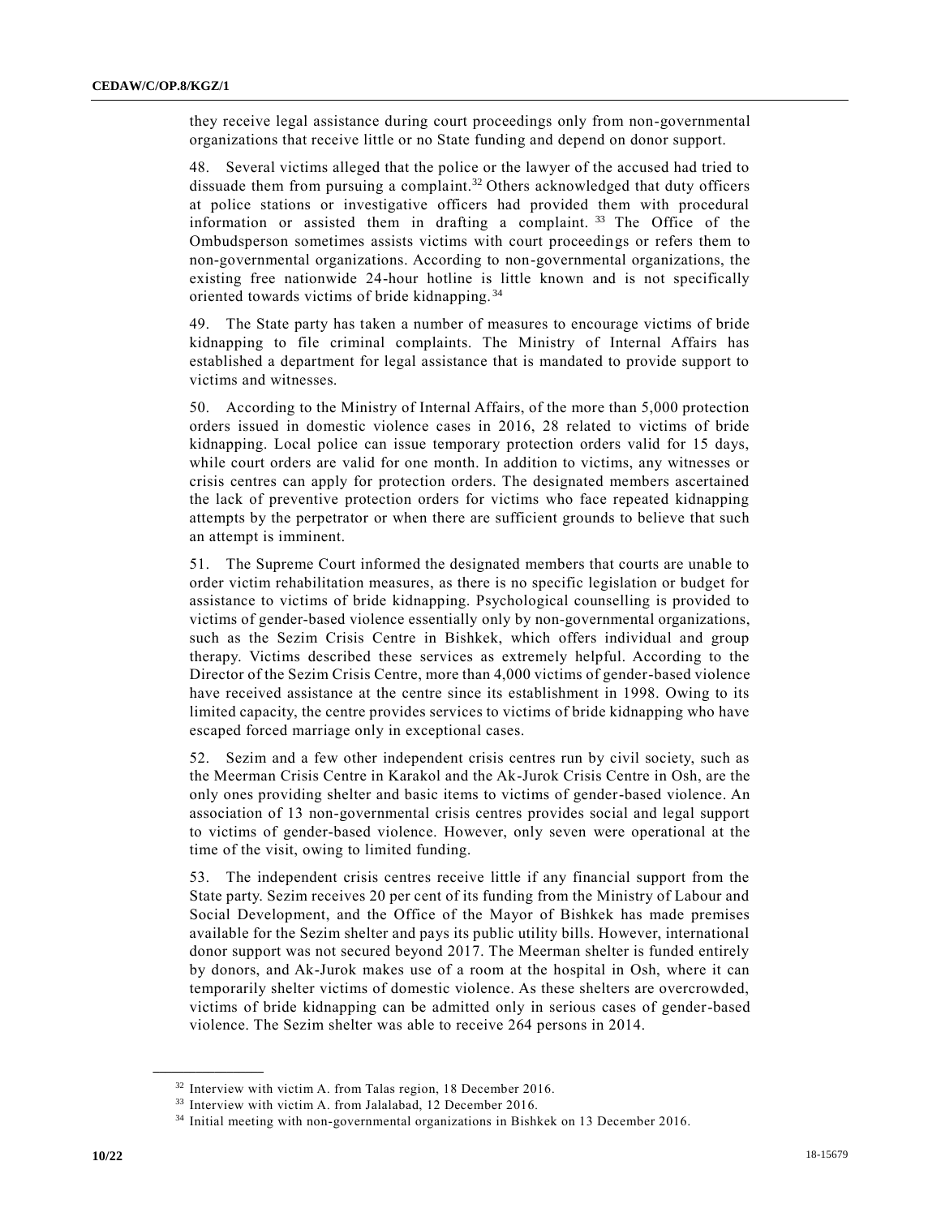they receive legal assistance during court proceedings only from non-governmental organizations that receive little or no State funding and depend on donor support.

48. Several victims alleged that the police or the lawyer of the accused had tried to dissuade them from pursuing a complaint.[32] Others acknowledged that duty officers at police stations or investigative officers had provided them with procedural information or assisted them in drafting a complaint.[33] The Office of the Ombudsperson sometimes assists victims with court proceedings or refers them to non-governmental organizations. According to non-governmental organizations, the existing free nationwide 24-hour hotline is little known and is not specifically oriented towards victims of bride kidnapping.[34]

49. The State party has taken a number of measures to encourage victims of bride kidnapping to file criminal complaints. The Ministry of Internal Affairs has established a department for legal assistance that is mandated to provide support to victims and witnesses.

50. According to the Ministry of Internal Affairs, of the more than 5,000 protection orders issued in domestic violence cases in 2016, 28 related to victims of bride kidnapping. Local police can issue temporary protection orders valid for 15 days, while court orders are valid for one month. In addition to victims, any witnesses or crisis centres can apply for protection orders. The designated members ascertained the lack of preventive protection orders for victims who face repeated kidnapping attempts by the perpetrator or when there are sufficient grounds to believe that such an attempt is imminent.

51. The Supreme Court informed the designated members that courts are unable to order victim rehabilitation measures, as there is no specific legislation or budget for assistance to victims of bride kidnapping. Psychological counselling is provided to victims of gender-based violence essentially only by non-governmental organizations, such as the Sezim Crisis Centre in Bishkek, which offers individual and group therapy. Victims described these services as extremely helpful. According to the Director of the Sezim Crisis Centre, more than 4,000 victims of gender-based violence have received assistance at the centre since its establishment in 1998. Owing to its limited capacity, the centre provides services to victims of bride kidnapping who have escaped forced marriage only in exceptional cases.

52. Sezim and a few other independent crisis centres run by civil society, such as the Meerman Crisis Centre in Karakol and the Ak-Jurok Crisis Centre in Osh, are the only ones providing shelter and basic items to victims of gender-based violence. An association of 13 non-governmental crisis centres provides social and legal support to victims of gender-based violence. However, only seven were operational at the time of the visit, owing to limited funding.

53. The independent crisis centres receive little if any financial support from the State party. Sezim receives 20 per cent of its funding from the Ministry of Labour and Social Development, and the Office of the Mayor of Bishkek has made premises available for the Sezim shelter and pays its public utility bills. However, international donor support was not secured beyond 2017. The Meerman shelter is funded entirely by donors, and Ak-Jurok makes use of a room at the hospital in Osh, where it can temporarily shelter victims of domestic violence. As these shelters are overcrowded, victims of bride kidnapping can be admitted only in serious cases of gender-based violence. The Sezim shelter was able to receive 264 persons in 2014.

---

[32] Interview with victim A. from Talas region, 18 December 2016.

[33] Interview with victim A. from Jalalabad, 12 December 2016.

[34] Initial meeting with non-governmental organizations in Bishkek on 13 December 2016.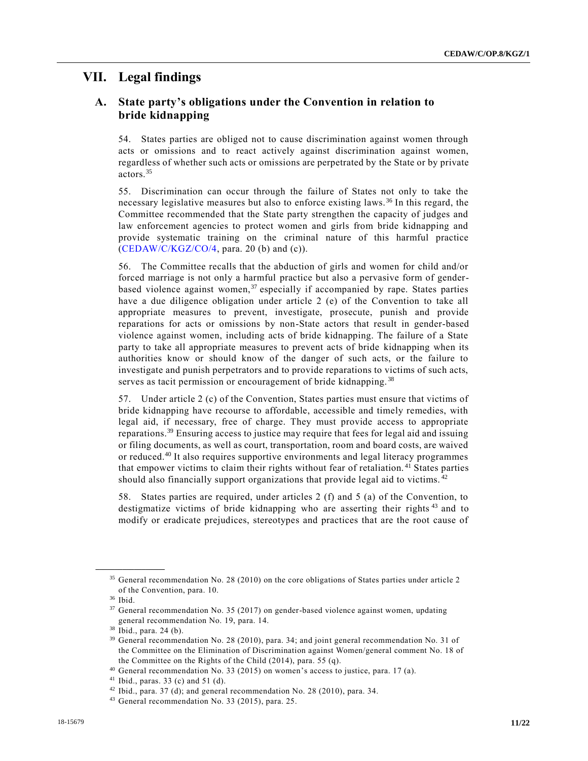# VII. Legal findings

## A. State party's obligations under the Convention in relation to bride kidnapping

54. States parties are obliged not to cause discrimination against women through acts or omissions and to react actively against discrimination against women, regardless of whether such acts or omissions are perpetrated by the State or by private actors.[35]

55. Discrimination can occur through the failure of States not only to take the necessary legislative measures but also to enforce existing laws.[36] In this regard, the Committee recommended that the State party strengthen the capacity of judges and law enforcement agencies to protect women and girls from bride kidnapping and provide systematic training on the criminal nature of this harmful practice (CEDAW/C/KGZ/CO/4, para. 20 (b) and (c)).

56. The Committee recalls that the abduction of girls and women for child and/or forced marriage is not only a harmful practice but also a pervasive form of gender-based violence against women,[37] especially if accompanied by rape. States parties have a due diligence obligation under article 2 (e) of the Convention to take all appropriate measures to prevent, investigate, prosecute, punish and provide reparations for acts or omissions by non-State actors that result in gender-based violence against women, including acts of bride kidnapping. The failure of a State party to take all appropriate measures to prevent acts of bride kidnapping when its authorities know or should know of the danger of such acts, or the failure to investigate and punish perpetrators and to provide reparations to victims of such acts, serves as tacit permission or encouragement of bride kidnapping.[38]

57. Under article 2 (c) of the Convention, States parties must ensure that victims of bride kidnapping have recourse to affordable, accessible and timely remedies, with legal aid, if necessary, free of charge. They must provide access to appropriate reparations.[39] Ensuring access to justice may require that fees for legal aid and issuing or filing documents, as well as court, transportation, room and board costs, are waived or reduced.[40] It also requires supportive environments and legal literacy programmes that empower victims to claim their rights without fear of retaliation.[41] States parties should also financially support organizations that provide legal aid to victims.[42]

58. States parties are required, under articles 2 (f) and 5 (a) of the Convention, to destigmatize victims of bride kidnapping who are asserting their rights[43] and to modify or eradicate prejudices, stereotypes and practices that are the root cause of

---

[35] General recommendation No. 28 (2010) on the core obligations of States parties under article 2 of the Convention, para. 10.

[36] Ibid.

[37] General recommendation No. 35 (2017) on gender-based violence against women, updating general recommendation No. 19, para. 14.

[38] Ibid., para. 24 (b).

[39] General recommendation No. 28 (2010), para. 34; and joint general recommendation No. 31 of the Committee on the Elimination of Discrimination against Women/general comment No. 18 of the Committee on the Rights of the Child (2014), para. 55 (q).

[40] General recommendation No. 33 (2015) on women's access to justice, para. 17 (a).

[41] Ibid., paras. 33 (c) and 51 (d).

[42] Ibid., para. 37 (d); and general recommendation No. 28 (2010), para. 34.

[43] General recommendation No. 33 (2015), para. 25.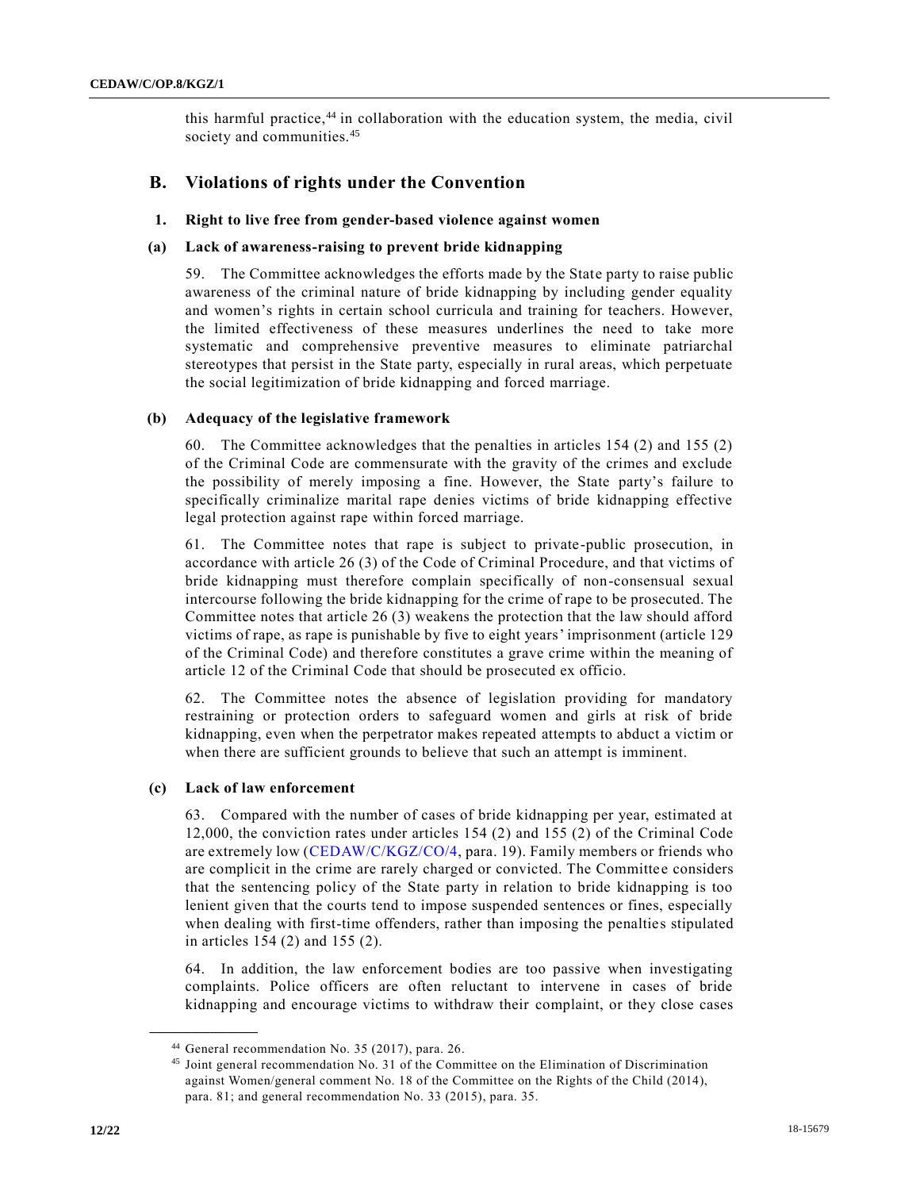this harmful practice,[44] in collaboration with the education system, the media, civil society and communities.[45]

## B. Violations of rights under the Convention

### 1. Right to live free from gender-based violence against women

#### (a) Lack of awareness-raising to prevent bride kidnapping

59. The Committee acknowledges the efforts made by the State party to raise public awareness of the criminal nature of bride kidnapping by including gender equality and women's rights in certain school curricula and training for teachers. However, the limited effectiveness of these measures underlines the need to take more systematic and comprehensive preventive measures to eliminate patriarchal stereotypes that persist in the State party, especially in rural areas, which perpetuate the social legitimization of bride kidnapping and forced marriage.

#### (b) Adequacy of the legislative framework

60. The Committee acknowledges that the penalties in articles 154 (2) and 155 (2) of the Criminal Code are commensurate with the gravity of the crimes and exclude the possibility of merely imposing a fine. However, the State party's failure to specifically criminalize marital rape denies victims of bride kidnapping effective legal protection against rape within forced marriage.

61. The Committee notes that rape is subject to private-public prosecution, in accordance with article 26 (3) of the Code of Criminal Procedure, and that victims of bride kidnapping must therefore complain specifically of non-consensual sexual intercourse following the bride kidnapping for the crime of rape to be prosecuted. The Committee notes that article 26 (3) weakens the protection that the law should afford victims of rape, as rape is punishable by five to eight years' imprisonment (article 129 of the Criminal Code) and therefore constitutes a grave crime within the meaning of article 12 of the Criminal Code that should be prosecuted ex officio.

62. The Committee notes the absence of legislation providing for mandatory restraining or protection orders to safeguard women and girls at risk of bride kidnapping, even when the perpetrator makes repeated attempts to abduct a victim or when there are sufficient grounds to believe that such an attempt is imminent.

#### (c) Lack of law enforcement

63. Compared with the number of cases of bride kidnapping per year, estimated at 12,000, the conviction rates under articles 154 (2) and 155 (2) of the Criminal Code are extremely low (CEDAW/C/KGZ/CO/4, para. 19). Family members or friends who are complicit in the crime are rarely charged or convicted. The Committee considers that the sentencing policy of the State party in relation to bride kidnapping is too lenient given that the courts tend to impose suspended sentences or fines, especially when dealing with first-time offenders, rather than imposing the penalties stipulated in articles 154 (2) and 155 (2).

64. In addition, the law enforcement bodies are too passive when investigating complaints. Police officers are often reluctant to intervene in cases of bride kidnapping and encourage victims to withdraw their complaint, or they close cases

[44] General recommendation No. 35 (2017), para. 26.

[45] Joint general recommendation No. 31 of the Committee on the Elimination of Discrimination against Women/general comment No. 18 of the Committee on the Rights of the Child (2014), para. 81; and general recommendation No. 33 (2015), para. 35.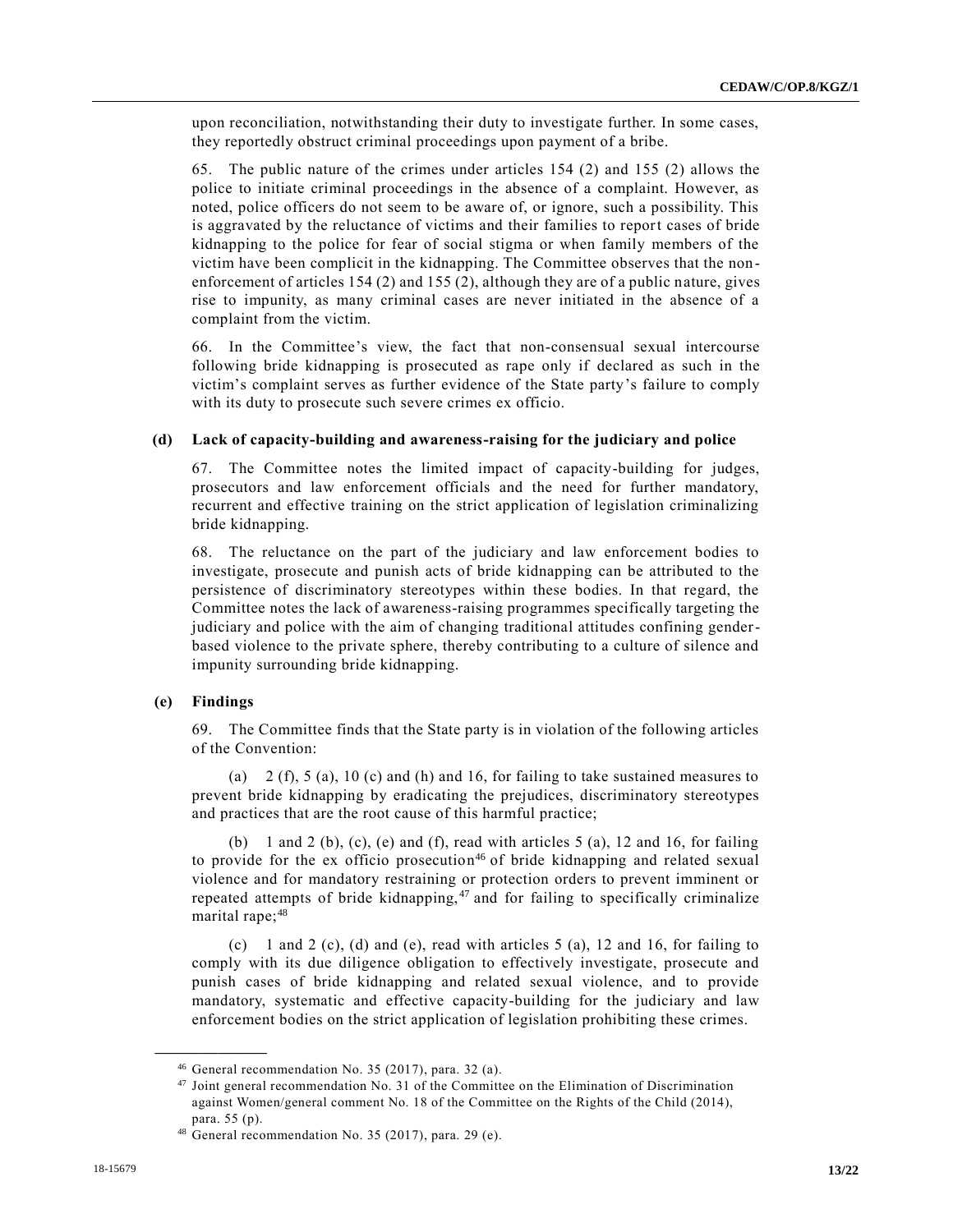upon reconciliation, notwithstanding their duty to investigate further. In some cases, they reportedly obstruct criminal proceedings upon payment of a bribe.

65. The public nature of the crimes under articles 154 (2) and 155 (2) allows the police to initiate criminal proceedings in the absence of a complaint. However, as noted, police officers do not seem to be aware of, or ignore, such a possibility. This is aggravated by the reluctance of victims and their families to report cases of bride kidnapping to the police for fear of social stigma or when family members of the victim have been complicit in the kidnapping. The Committee observes that the non-enforcement of articles 154 (2) and 155 (2), although they are of a public nature, gives rise to impunity, as many criminal cases are never initiated in the absence of a complaint from the victim.

66. In the Committee's view, the fact that non-consensual sexual intercourse following bride kidnapping is prosecuted as rape only if declared as such in the victim's complaint serves as further evidence of the State party's failure to comply with its duty to prosecute such severe crimes ex officio.

### (d) Lack of capacity-building and awareness-raising for the judiciary and police

67. The Committee notes the limited impact of capacity-building for judges, prosecutors and law enforcement officials and the need for further mandatory, recurrent and effective training on the strict application of legislation criminalizing bride kidnapping.

68. The reluctance on the part of the judiciary and law enforcement bodies to investigate, prosecute and punish acts of bride kidnapping can be attributed to the persistence of discriminatory stereotypes within these bodies. In that regard, the Committee notes the lack of awareness-raising programmes specifically targeting the judiciary and police with the aim of changing traditional attitudes confining gender-based violence to the private sphere, thereby contributing to a culture of silence and impunity surrounding bride kidnapping.

### (e) Findings

69. The Committee finds that the State party is in violation of the following articles of the Convention:

(a) 2 (f), 5 (a), 10 (c) and (h) and 16, for failing to take sustained measures to prevent bride kidnapping by eradicating the prejudices, discriminatory stereotypes and practices that are the root cause of this harmful practice;

(b) 1 and 2 (b), (c), (e) and (f), read with articles 5 (a), 12 and 16, for failing to provide for the ex officio prosecution[46] of bride kidnapping and related sexual violence and for mandatory restraining or protection orders to prevent imminent or repeated attempts of bride kidnapping,[47] and for failing to specifically criminalize marital rape;[48]

(c) 1 and 2 (c), (d) and (e), read with articles 5 (a), 12 and 16, for failing to comply with its due diligence obligation to effectively investigate, prosecute and punish cases of bride kidnapping and related sexual violence, and to provide mandatory, systematic and effective capacity-building for the judiciary and law enforcement bodies on the strict application of legislation prohibiting these crimes.

---

[46] General recommendation No. 35 (2017), para. 32 (a).

[47] Joint general recommendation No. 31 of the Committee on the Elimination of Discrimination against Women/general comment No. 18 of the Committee on the Rights of the Child (2014), para. 55 (p).

[48] General recommendation No. 35 (2017), para. 29 (e).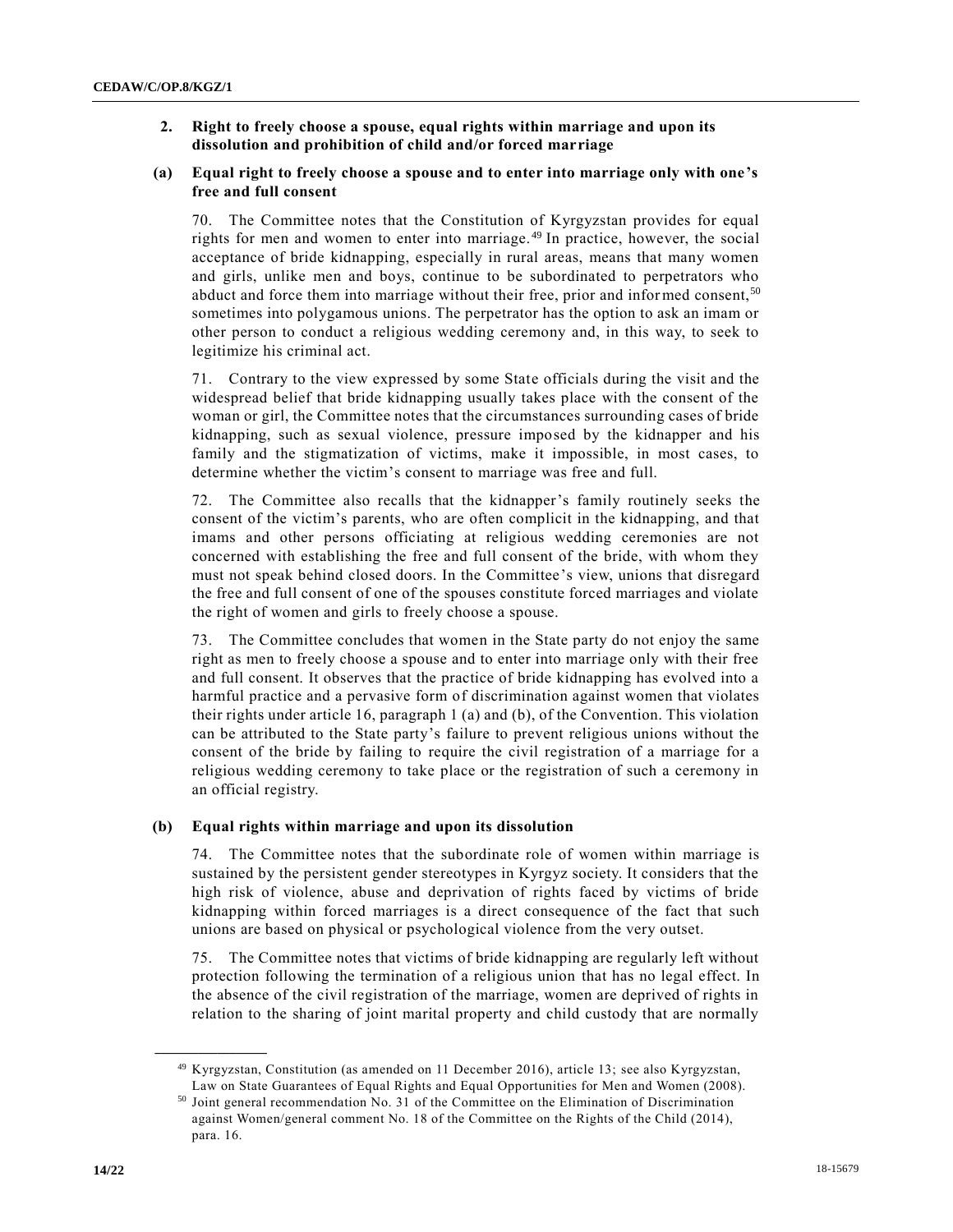## 2. Right to freely choose a spouse, equal rights within marriage and upon its dissolution and prohibition of child and/or forced marriage

### (a) Equal right to freely choose a spouse and to enter into marriage only with one's free and full consent

70. The Committee notes that the Constitution of Kyrgyzstan provides for equal rights for men and women to enter into marriage.[49] In practice, however, the social acceptance of bride kidnapping, especially in rural areas, means that many women and girls, unlike men and boys, continue to be subordinated to perpetrators who abduct and force them into marriage without their free, prior and informed consent,[50] sometimes into polygamous unions. The perpetrator has the option to ask an imam or other person to conduct a religious wedding ceremony and, in this way, to seek to legitimize his criminal act.

71. Contrary to the view expressed by some State officials during the visit and the widespread belief that bride kidnapping usually takes place with the consent of the woman or girl, the Committee notes that the circumstances surrounding cases of bride kidnapping, such as sexual violence, pressure imposed by the kidnapper and his family and the stigmatization of victims, make it impossible, in most cases, to determine whether the victim's consent to marriage was free and full.

72. The Committee also recalls that the kidnapper's family routinely seeks the consent of the victim's parents, who are often complicit in the kidnapping, and that imams and other persons officiating at religious wedding ceremonies are not concerned with establishing the free and full consent of the bride, with whom they must not speak behind closed doors. In the Committee's view, unions that disregard the free and full consent of one of the spouses constitute forced marriages and violate the right of women and girls to freely choose a spouse.

73. The Committee concludes that women in the State party do not enjoy the same right as men to freely choose a spouse and to enter into marriage only with their free and full consent. It observes that the practice of bride kidnapping has evolved into a harmful practice and a pervasive form of discrimination against women that violates their rights under article 16, paragraph 1 (a) and (b), of the Convention. This violation can be attributed to the State party's failure to prevent religious unions without the consent of the bride by failing to require the civil registration of a marriage for a religious wedding ceremony to take place or the registration of such a ceremony in an official registry.

### (b) Equal rights within marriage and upon its dissolution

74. The Committee notes that the subordinate role of women within marriage is sustained by the persistent gender stereotypes in Kyrgyz society. It considers that the high risk of violence, abuse and deprivation of rights faced by victims of bride kidnapping within forced marriages is a direct consequence of the fact that such unions are based on physical or psychological violence from the very outset.

75. The Committee notes that victims of bride kidnapping are regularly left without protection following the termination of a religious union that has no legal effect. In the absence of the civil registration of the marriage, women are deprived of rights in relation to the sharing of joint marital property and child custody that are normally

---

[49] Kyrgyzstan, Constitution (as amended on 11 December 2016), article 13; see also Kyrgyzstan, Law on State Guarantees of Equal Rights and Equal Opportunities for Men and Women (2008).

[50] Joint general recommendation No. 31 of the Committee on the Elimination of Discrimination against Women/general comment No. 18 of the Committee on the Rights of the Child (2014), para. 16.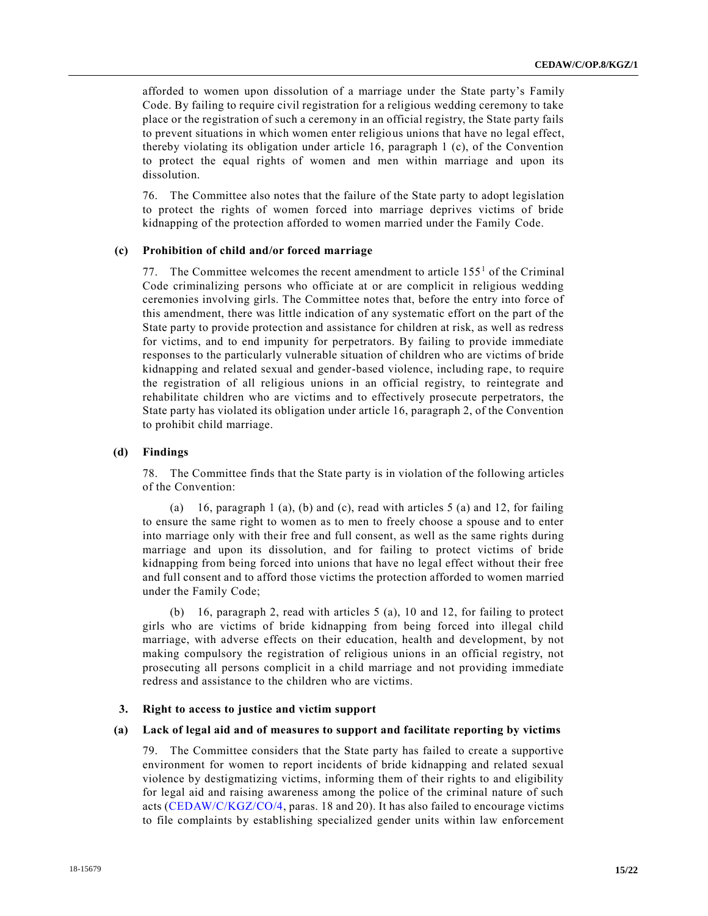afforded to women upon dissolution of a marriage under the State party's Family Code. By failing to require civil registration for a religious wedding ceremony to take place or the registration of such a ceremony in an official registry, the State party fails to prevent situations in which women enter religious unions that have no legal effect, thereby violating its obligation under article 16, paragraph 1 (c), of the Convention to protect the equal rights of women and men within marriage and upon its dissolution.

76. The Committee also notes that the failure of the State party to adopt legislation to protect the rights of women forced into marriage deprives victims of bride kidnapping of the protection afforded to women married under the Family Code.

#### (c) Prohibition of child and/or forced marriage

77. The Committee welcomes the recent amendment to article 155[1] of the Criminal Code criminalizing persons who officiate at or are complicit in religious wedding ceremonies involving girls. The Committee notes that, before the entry into force of this amendment, there was little indication of any systematic effort on the part of the State party to provide protection and assistance for children at risk, as well as redress for victims, and to end impunity for perpetrators. By failing to provide immediate responses to the particularly vulnerable situation of children who are victims of bride kidnapping and related sexual and gender-based violence, including rape, to require the registration of all religious unions in an official registry, to reintegrate and rehabilitate children who are victims and to effectively prosecute perpetrators, the State party has violated its obligation under article 16, paragraph 2, of the Convention to prohibit child marriage.

#### (d) Findings

78. The Committee finds that the State party is in violation of the following articles of the Convention:

(a) 16, paragraph 1 (a), (b) and (c), read with articles 5 (a) and 12, for failing to ensure the same right to women as to men to freely choose a spouse and to enter into marriage only with their free and full consent, as well as the same rights during marriage and upon its dissolution, and for failing to protect victims of bride kidnapping from being forced into unions that have no legal effect without their free and full consent and to afford those victims the protection afforded to women married under the Family Code;

(b) 16, paragraph 2, read with articles 5 (a), 10 and 12, for failing to protect girls who are victims of bride kidnapping from being forced into illegal child marriage, with adverse effects on their education, health and development, by not making compulsory the registration of religious unions in an official registry, not prosecuting all persons complicit in a child marriage and not providing immediate redress and assistance to the children who are victims.

### 3. Right to access to justice and victim support

#### (a) Lack of legal aid and of measures to support and facilitate reporting by victims

79. The Committee considers that the State party has failed to create a supportive environment for women to report incidents of bride kidnapping and related sexual violence by destigmatizing victims, informing them of their rights to and eligibility for legal aid and raising awareness among the police of the criminal nature of such acts (CEDAW/C/KGZ/CO/4, paras. 18 and 20). It has also failed to encourage victims to file complaints by establishing specialized gender units within law enforcement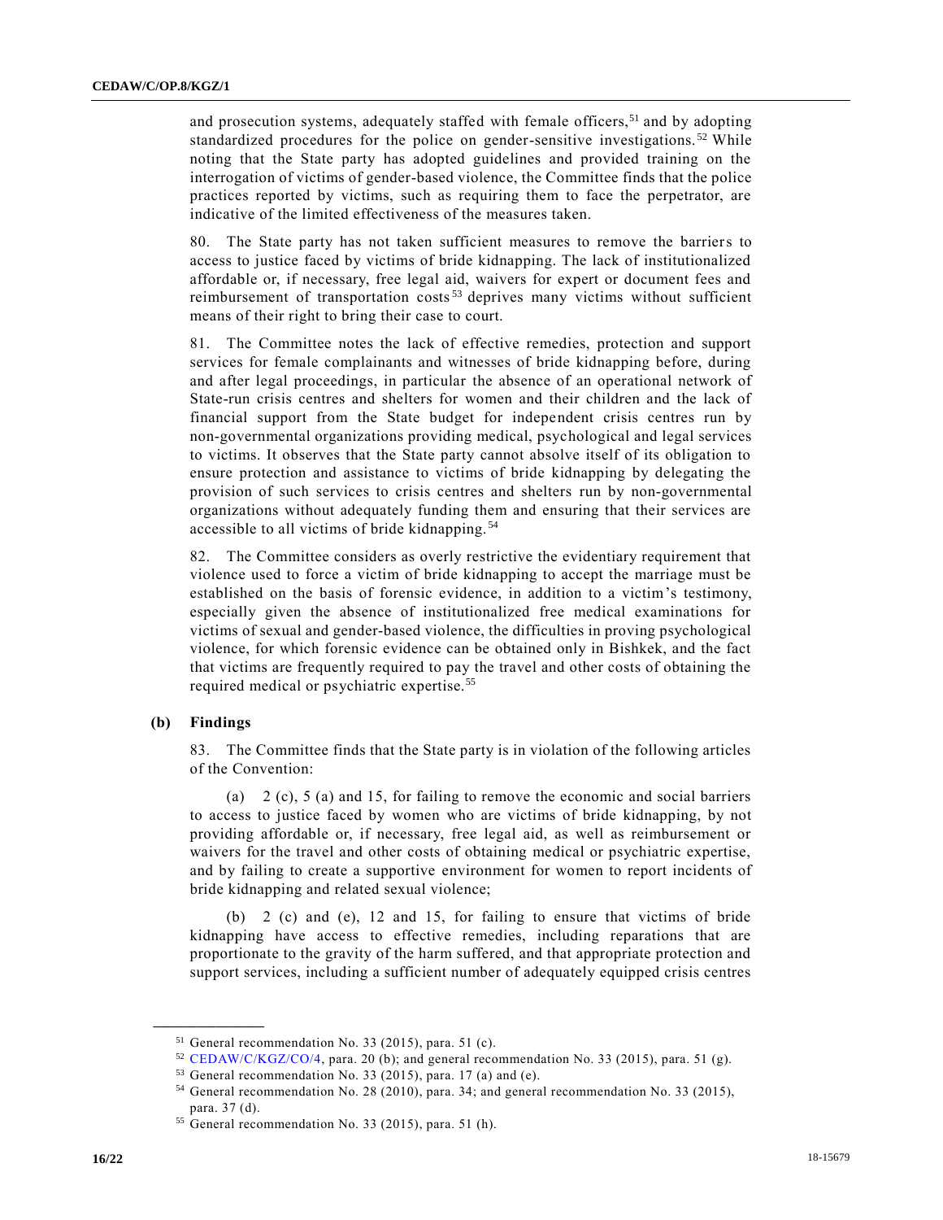and prosecution systems, adequately staffed with female officers,[51] and by adopting standardized procedures for the police on gender-sensitive investigations.[52] While noting that the State party has adopted guidelines and provided training on the interrogation of victims of gender-based violence, the Committee finds that the police practices reported by victims, such as requiring them to face the perpetrator, are indicative of the limited effectiveness of the measures taken.

80. The State party has not taken sufficient measures to remove the barriers to access to justice faced by victims of bride kidnapping. The lack of institutionalized affordable or, if necessary, free legal aid, waivers for expert or document fees and reimbursement of transportation costs[53] deprives many victims without sufficient means of their right to bring their case to court.

81. The Committee notes the lack of effective remedies, protection and support services for female complainants and witnesses of bride kidnapping before, during and after legal proceedings, in particular the absence of an operational network of State-run crisis centres and shelters for women and their children and the lack of financial support from the State budget for independent crisis centres run by non-governmental organizations providing medical, psychological and legal services to victims. It observes that the State party cannot absolve itself of its obligation to ensure protection and assistance to victims of bride kidnapping by delegating the provision of such services to crisis centres and shelters run by non-governmental organizations without adequately funding them and ensuring that their services are accessible to all victims of bride kidnapping.[54]

82. The Committee considers as overly restrictive the evidentiary requirement that violence used to force a victim of bride kidnapping to accept the marriage must be established on the basis of forensic evidence, in addition to a victim's testimony, especially given the absence of institutionalized free medical examinations for victims of sexual and gender-based violence, the difficulties in proving psychological violence, for which forensic evidence can be obtained only in Bishkek, and the fact that victims are frequently required to pay the travel and other costs of obtaining the required medical or psychiatric expertise.[55]

**(b) Findings**

83. The Committee finds that the State party is in violation of the following articles of the Convention:

(a) 2 (c), 5 (a) and 15, for failing to remove the economic and social barriers to access to justice faced by women who are victims of bride kidnapping, by not providing affordable or, if necessary, free legal aid, as well as reimbursement or waivers for the travel and other costs of obtaining medical or psychiatric expertise, and by failing to create a supportive environment for women to report incidents of bride kidnapping and related sexual violence;

(b) 2 (c) and (e), 12 and 15, for failing to ensure that victims of bride kidnapping have access to effective remedies, including reparations that are proportionate to the gravity of the harm suffered, and that appropriate protection and support services, including a sufficient number of adequately equipped crisis centres

---

[51] General recommendation No. 33 (2015), para. 51 (c).

[52] CEDAW/C/KGZ/CO/4, para. 20 (b); and general recommendation No. 33 (2015), para. 51 (g).

[53] General recommendation No. 33 (2015), para. 17 (a) and (e).

[54] General recommendation No. 28 (2010), para. 34; and general recommendation No. 33 (2015), para. 37 (d).

[55] General recommendation No. 33 (2015), para. 51 (h).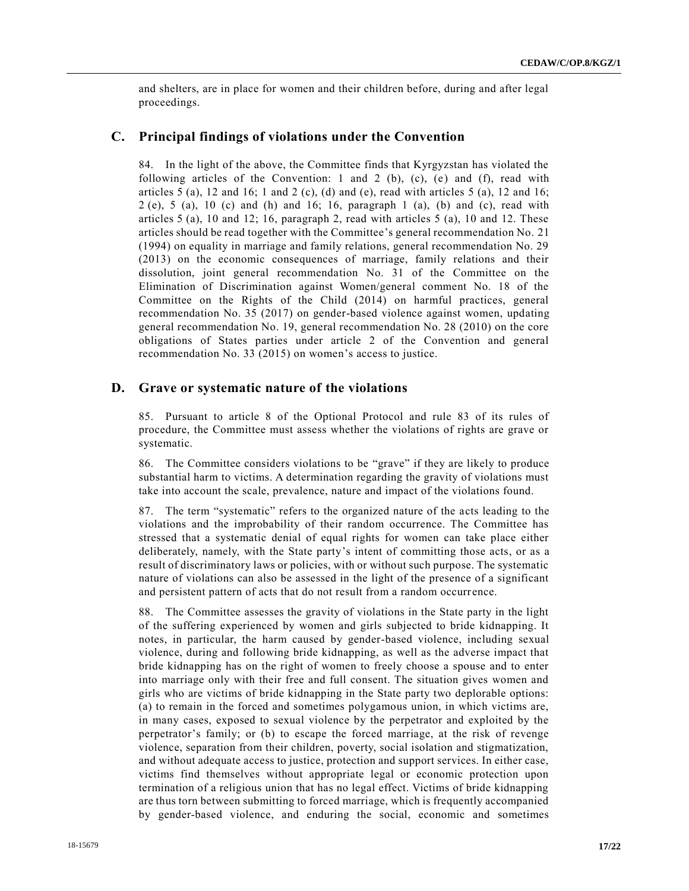and shelters, are in place for women and their children before, during and after legal proceedings.

## C. Principal findings of violations under the Convention

84. In the light of the above, the Committee finds that Kyrgyzstan has violated the following articles of the Convention: 1 and 2 (b), (c), (e) and (f), read with articles 5 (a), 12 and 16; 1 and 2 (c), (d) and (e), read with articles 5 (a), 12 and 16; 2 (e), 5 (a), 10 (c) and (h) and 16; 16, paragraph 1 (a), (b) and (c), read with articles 5 (a), 10 and 12; 16, paragraph 2, read with articles 5 (a), 10 and 12. These articles should be read together with the Committee's general recommendation No. 21 (1994) on equality in marriage and family relations, general recommendation No. 29 (2013) on the economic consequences of marriage, family relations and their dissolution, joint general recommendation No. 31 of the Committee on the Elimination of Discrimination against Women/general comment No. 18 of the Committee on the Rights of the Child (2014) on harmful practices, general recommendation No. 35 (2017) on gender-based violence against women, updating general recommendation No. 19, general recommendation No. 28 (2010) on the core obligations of States parties under article 2 of the Convention and general recommendation No. 33 (2015) on women's access to justice.

## D. Grave or systematic nature of the violations

85. Pursuant to article 8 of the Optional Protocol and rule 83 of its rules of procedure, the Committee must assess whether the violations of rights are grave or systematic.

86. The Committee considers violations to be "grave" if they are likely to produce substantial harm to victims. A determination regarding the gravity of violations must take into account the scale, prevalence, nature and impact of the violations found.

87. The term "systematic" refers to the organized nature of the acts leading to the violations and the improbability of their random occurrence. The Committee has stressed that a systematic denial of equal rights for women can take place either deliberately, namely, with the State party's intent of committing those acts, or as a result of discriminatory laws or policies, with or without such purpose. The systematic nature of violations can also be assessed in the light of the presence of a significant and persistent pattern of acts that do not result from a random occurrence.

88. The Committee assesses the gravity of violations in the State party in the light of the suffering experienced by women and girls subjected to bride kidnapping. It notes, in particular, the harm caused by gender-based violence, including sexual violence, during and following bride kidnapping, as well as the adverse impact that bride kidnapping has on the right of women to freely choose a spouse and to enter into marriage only with their free and full consent. The situation gives women and girls who are victims of bride kidnapping in the State party two deplorable options: (a) to remain in the forced and sometimes polygamous union, in which victims are, in many cases, exposed to sexual violence by the perpetrator and exploited by the perpetrator's family; or (b) to escape the forced marriage, at the risk of revenge violence, separation from their children, poverty, social isolation and stigmatization, and without adequate access to justice, protection and support services. In either case, victims find themselves without appropriate legal or economic protection upon termination of a religious union that has no legal effect. Victims of bride kidnapping are thus torn between submitting to forced marriage, which is frequently accompanied by gender-based violence, and enduring the social, economic and sometimes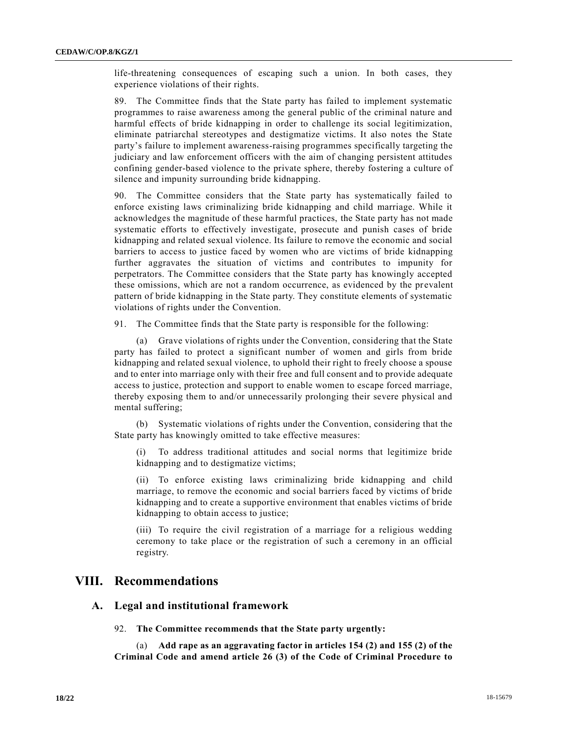life-threatening consequences of escaping such a union. In both cases, they experience violations of their rights.

89. The Committee finds that the State party has failed to implement systematic programmes to raise awareness among the general public of the criminal nature and harmful effects of bride kidnapping in order to challenge its social legitimization, eliminate patriarchal stereotypes and destigmatize victims. It also notes the State party's failure to implement awareness-raising programmes specifically targeting the judiciary and law enforcement officers with the aim of changing persistent attitudes confining gender-based violence to the private sphere, thereby fostering a culture of silence and impunity surrounding bride kidnapping.

90. The Committee considers that the State party has systematically failed to enforce existing laws criminalizing bride kidnapping and child marriage. While it acknowledges the magnitude of these harmful practices, the State party has not made systematic efforts to effectively investigate, prosecute and punish cases of bride kidnapping and related sexual violence. Its failure to remove the economic and social barriers to access to justice faced by women who are victims of bride kidnapping further aggravates the situation of victims and contributes to impunity for perpetrators. The Committee considers that the State party has knowingly accepted these omissions, which are not a random occurrence, as evidenced by the prevalent pattern of bride kidnapping in the State party. They constitute elements of systematic violations of rights under the Convention.

91. The Committee finds that the State party is responsible for the following:

(a) Grave violations of rights under the Convention, considering that the State party has failed to protect a significant number of women and girls from bride kidnapping and related sexual violence, to uphold their right to freely choose a spouse and to enter into marriage only with their free and full consent and to provide adequate access to justice, protection and support to enable women to escape forced marriage, thereby exposing them to and/or unnecessarily prolonging their severe physical and mental suffering;

(b) Systematic violations of rights under the Convention, considering that the State party has knowingly omitted to take effective measures:

(i) To address traditional attitudes and social norms that legitimize bride kidnapping and to destigmatize victims;

(ii) To enforce existing laws criminalizing bride kidnapping and child marriage, to remove the economic and social barriers faced by victims of bride kidnapping and to create a supportive environment that enables victims of bride kidnapping to obtain access to justice;

(iii) To require the civil registration of a marriage for a religious wedding ceremony to take place or the registration of such a ceremony in an official registry.

# VIII. Recommendations

## A. Legal and institutional framework

92. **The Committee recommends that the State party urgently:**

(a) **Add rape as an aggravating factor in articles 154 (2) and 155 (2) of the Criminal Code and amend article 26 (3) of the Code of Criminal Procedure to**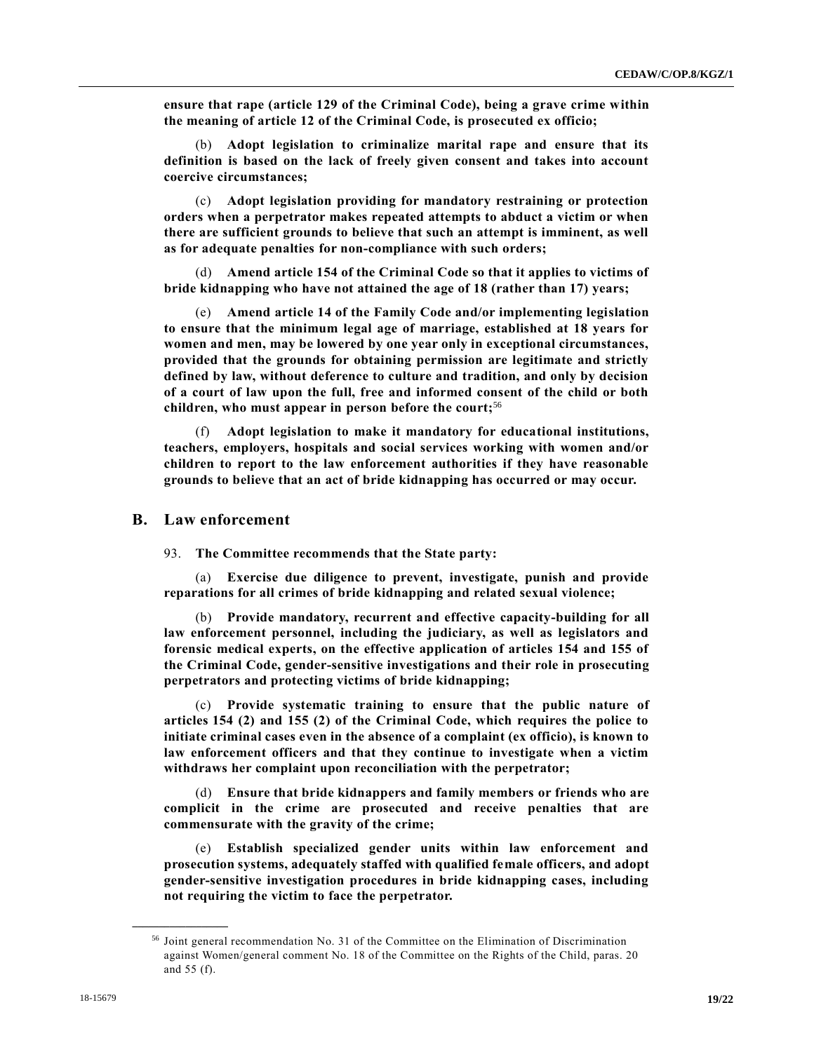**ensure that rape (article 129 of the Criminal Code), being a grave crime within the meaning of article 12 of the Criminal Code, is prosecuted ex officio;**

(b) **Adopt legislation to criminalize marital rape and ensure that its definition is based on the lack of freely given consent and takes into account coercive circumstances;**

(c) **Adopt legislation providing for mandatory restraining or protection orders when a perpetrator makes repeated attempts to abduct a victim or when there are sufficient grounds to believe that such an attempt is imminent, as well as for adequate penalties for non-compliance with such orders;**

(d) **Amend article 154 of the Criminal Code so that it applies to victims of bride kidnapping who have not attained the age of 18 (rather than 17) years;**

(e) **Amend article 14 of the Family Code and/or implementing legislation to ensure that the minimum legal age of marriage, established at 18 years for women and men, may be lowered by one year only in exceptional circumstances, provided that the grounds for obtaining permission are legitimate and strictly defined by law, without deference to culture and tradition, and only by decision of a court of law upon the full, free and informed consent of the child or both children, who must appear in person before the court;**[56]

(f) **Adopt legislation to make it mandatory for educational institutions, teachers, employers, hospitals and social services working with women and/or children to report to the law enforcement authorities if they have reasonable grounds to believe that an act of bride kidnapping has occurred or may occur.**

## B. Law enforcement

93. **The Committee recommends that the State party:**

(a) **Exercise due diligence to prevent, investigate, punish and provide reparations for all crimes of bride kidnapping and related sexual violence;**

(b) **Provide mandatory, recurrent and effective capacity-building for all law enforcement personnel, including the judiciary, as well as legislators and forensic medical experts, on the effective application of articles 154 and 155 of the Criminal Code, gender-sensitive investigations and their role in prosecuting perpetrators and protecting victims of bride kidnapping;**

(c) **Provide systematic training to ensure that the public nature of articles 154 (2) and 155 (2) of the Criminal Code, which requires the police to initiate criminal cases even in the absence of a complaint (ex officio), is known to law enforcement officers and that they continue to investigate when a victim withdraws her complaint upon reconciliation with the perpetrator;**

(d) **Ensure that bride kidnappers and family members or friends who are complicit in the crime are prosecuted and receive penalties that are commensurate with the gravity of the crime;**

(e) **Establish specialized gender units within law enforcement and prosecution systems, adequately staffed with qualified female officers, and adopt gender-sensitive investigation procedures in bride kidnapping cases, including not requiring the victim to face the perpetrator.**

---

[56] Joint general recommendation No. 31 of the Committee on the Elimination of Discrimination against Women/general comment No. 18 of the Committee on the Rights of the Child, paras. 20 and 55 (f).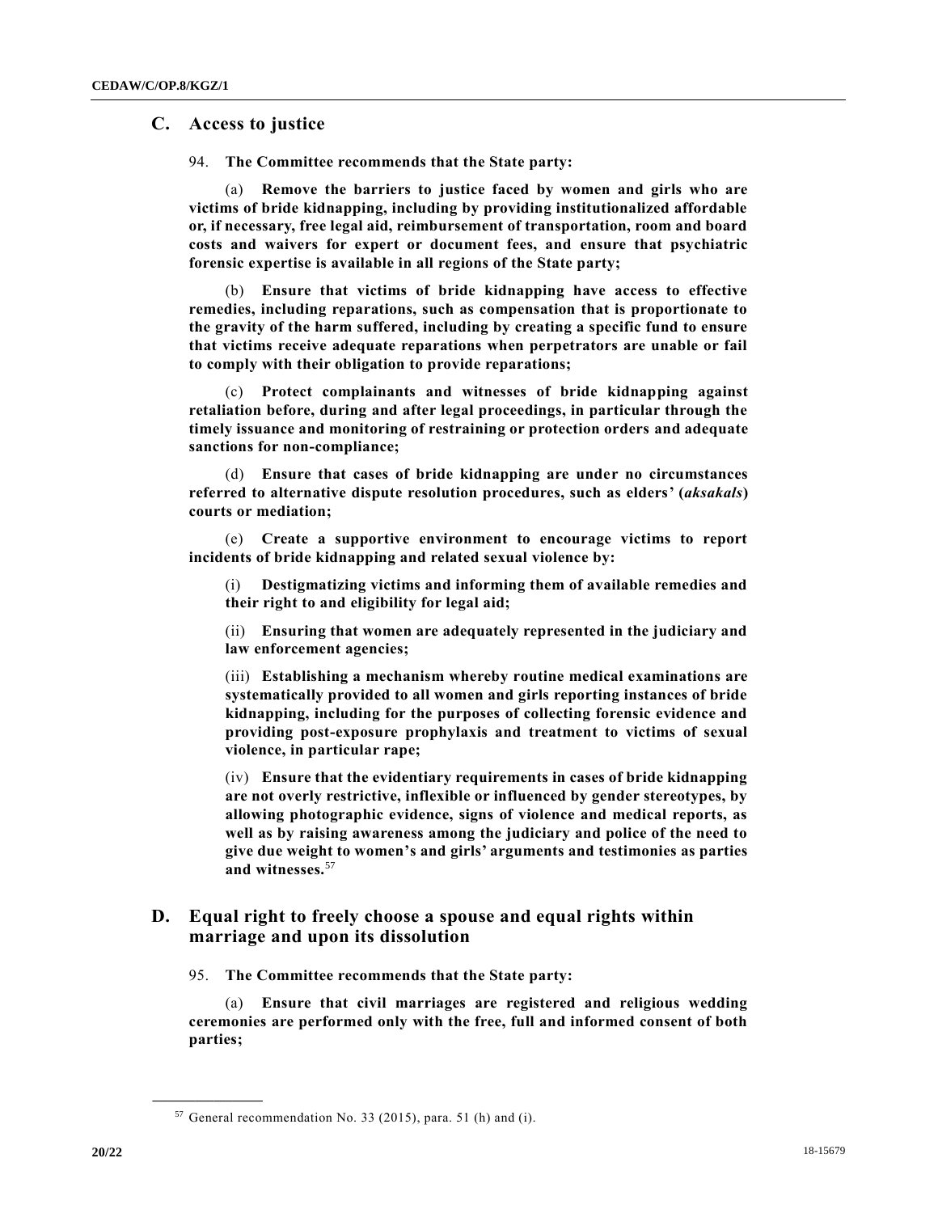## C. Access to justice

94. **The Committee recommends that the State party:**

(a) **Remove the barriers to justice faced by women and girls who are victims of bride kidnapping, including by providing institutionalized affordable or, if necessary, free legal aid, reimbursement of transportation, room and board costs and waivers for expert or document fees, and ensure that psychiatric forensic expertise is available in all regions of the State party;**

(b) **Ensure that victims of bride kidnapping have access to effective remedies, including reparations, such as compensation that is proportionate to the gravity of the harm suffered, including by creating a specific fund to ensure that victims receive adequate reparations when perpetrators are unable or fail to comply with their obligation to provide reparations;**

(c) **Protect complainants and witnesses of bride kidnapping against retaliation before, during and after legal proceedings, in particular through the timely issuance and monitoring of restraining or protection orders and adequate sanctions for non-compliance;**

(d) **Ensure that cases of bride kidnapping are under no circumstances referred to alternative dispute resolution procedures, such as elders' (*aksakals*) courts or mediation;**

(e) **Create a supportive environment to encourage victims to report incidents of bride kidnapping and related sexual violence by:**

(i) **Destigmatizing victims and informing them of available remedies and their right to and eligibility for legal aid;**

(ii) **Ensuring that women are adequately represented in the judiciary and law enforcement agencies;**

(iii) **Establishing a mechanism whereby routine medical examinations are systematically provided to all women and girls reporting instances of bride kidnapping, including for the purposes of collecting forensic evidence and providing post-exposure prophylaxis and treatment to victims of sexual violence, in particular rape;**

(iv) **Ensure that the evidentiary requirements in cases of bride kidnapping are not overly restrictive, inflexible or influenced by gender stereotypes, by allowing photographic evidence, signs of violence and medical reports, as well as by raising awareness among the judiciary and police of the need to give due weight to women's and girls' arguments and testimonies as parties and witnesses.**[57]

## D. Equal right to freely choose a spouse and equal rights within marriage and upon its dissolution

95. **The Committee recommends that the State party:**

(a) **Ensure that civil marriages are registered and religious wedding ceremonies are performed only with the free, full and informed consent of both parties;**

---

[57] General recommendation No. 33 (2015), para. 51 (h) and (i).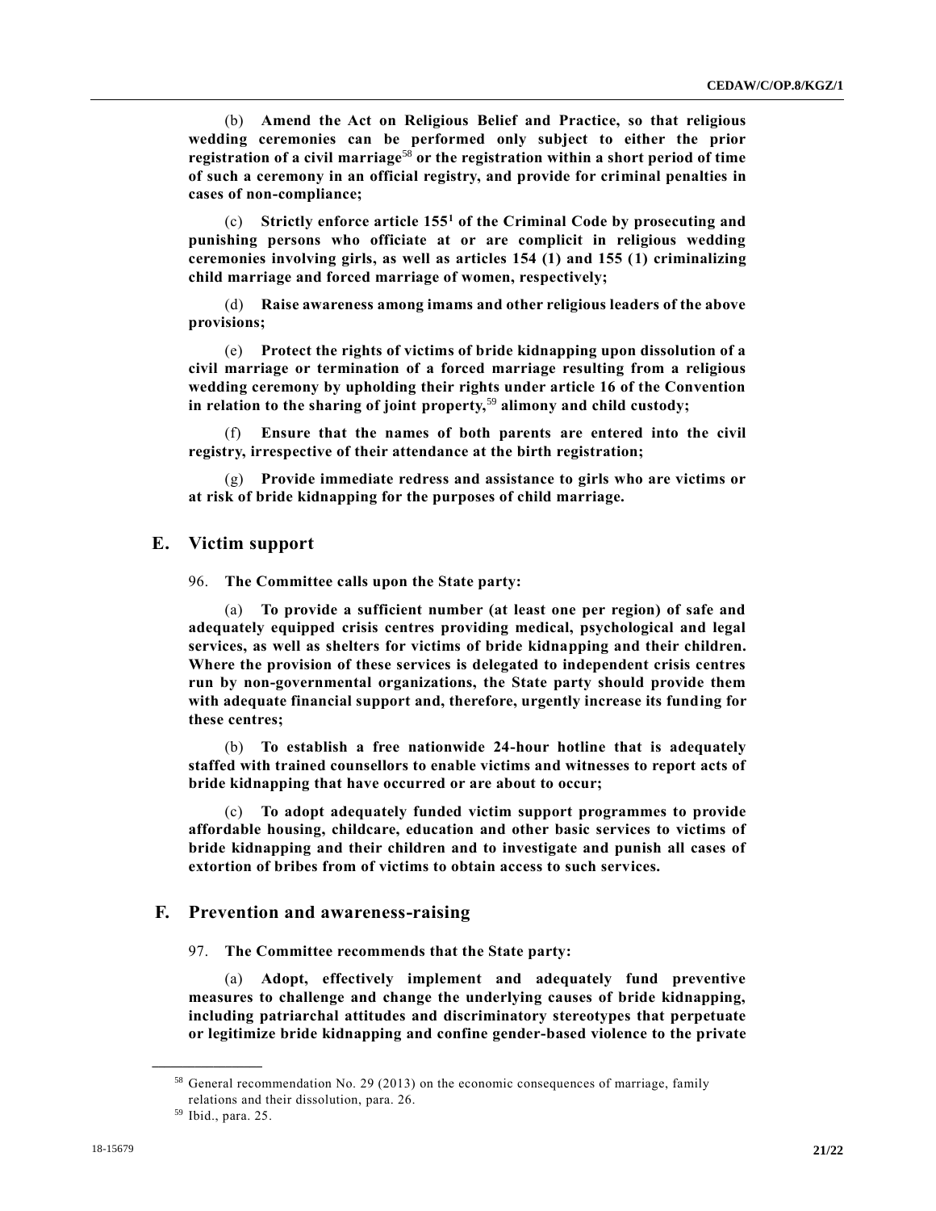(b) **Amend the Act on Religious Belief and Practice, so that religious wedding ceremonies can be performed only subject to either the prior registration of a civil marriage**[58] **or the registration within a short period of time of such a ceremony in an official registry, and provide for criminal penalties in cases of non-compliance;**

(c) **Strictly enforce article 155**[1] **of the Criminal Code by prosecuting and punishing persons who officiate at or are complicit in religious wedding ceremonies involving girls, as well as articles 154 (1) and 155 (1) criminalizing child marriage and forced marriage of women, respectively;**

(d) **Raise awareness among imams and other religious leaders of the above provisions;**

(e) **Protect the rights of victims of bride kidnapping upon dissolution of a civil marriage or termination of a forced marriage resulting from a religious wedding ceremony by upholding their rights under article 16 of the Convention in relation to the sharing of joint property,**[59] **alimony and child custody;**

(f) **Ensure that the names of both parents are entered into the civil registry, irrespective of their attendance at the birth registration;**

(g) **Provide immediate redress and assistance to girls who are victims or at risk of bride kidnapping for the purposes of child marriage.**

## E. Victim support

96. **The Committee calls upon the State party:**

(a) **To provide a sufficient number (at least one per region) of safe and adequately equipped crisis centres providing medical, psychological and legal services, as well as shelters for victims of bride kidnapping and their children. Where the provision of these services is delegated to independent crisis centres run by non-governmental organizations, the State party should provide them with adequate financial support and, therefore, urgently increase its funding for these centres;**

(b) **To establish a free nationwide 24-hour hotline that is adequately staffed with trained counsellors to enable victims and witnesses to report acts of bride kidnapping that have occurred or are about to occur;**

(c) **To adopt adequately funded victim support programmes to provide affordable housing, childcare, education and other basic services to victims of bride kidnapping and their children and to investigate and punish all cases of extortion of bribes from of victims to obtain access to such services.**

## F. Prevention and awareness-raising

97. **The Committee recommends that the State party:**

(a) **Adopt, effectively implement and adequately fund preventive measures to challenge and change the underlying causes of bride kidnapping, including patriarchal attitudes and discriminatory stereotypes that perpetuate or legitimize bride kidnapping and confine gender-based violence to the private**

---

[58] General recommendation No. 29 (2013) on the economic consequences of marriage, family relations and their dissolution, para. 26.

[59] Ibid., para. 25.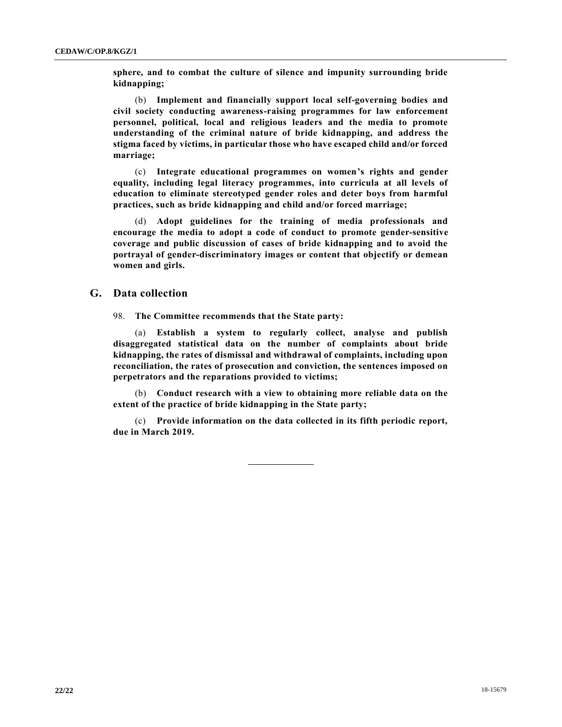**sphere, and to combat the culture of silence and impunity surrounding bride kidnapping;**

(b) **Implement and financially support local self-governing bodies and civil society conducting awareness-raising programmes for law enforcement personnel, political, local and religious leaders and the media to promote understanding of the criminal nature of bride kidnapping, and address the stigma faced by victims, in particular those who have escaped child and/or forced marriage;**

(c) **Integrate educational programmes on women's rights and gender equality, including legal literacy programmes, into curricula at all levels of education to eliminate stereotyped gender roles and deter boys from harmful practices, such as bride kidnapping and child and/or forced marriage;**

(d) **Adopt guidelines for the training of media professionals and encourage the media to adopt a code of conduct to promote gender-sensitive coverage and public discussion of cases of bride kidnapping and to avoid the portrayal of gender-discriminatory images or content that objectify or demean women and girls.**

## G. Data collection

98. **The Committee recommends that the State party:**

(a) **Establish a system to regularly collect, analyse and publish disaggregated statistical data on the number of complaints about bride kidnapping, the rates of dismissal and withdrawal of complaints, including upon reconciliation, the rates of prosecution and conviction, the sentences imposed on perpetrators and the reparations provided to victims;**

(b) **Conduct research with a view to obtaining more reliable data on the extent of the practice of bride kidnapping in the State party;**

(c) **Provide information on the data collected in its fifth periodic report, due in March 2019.**